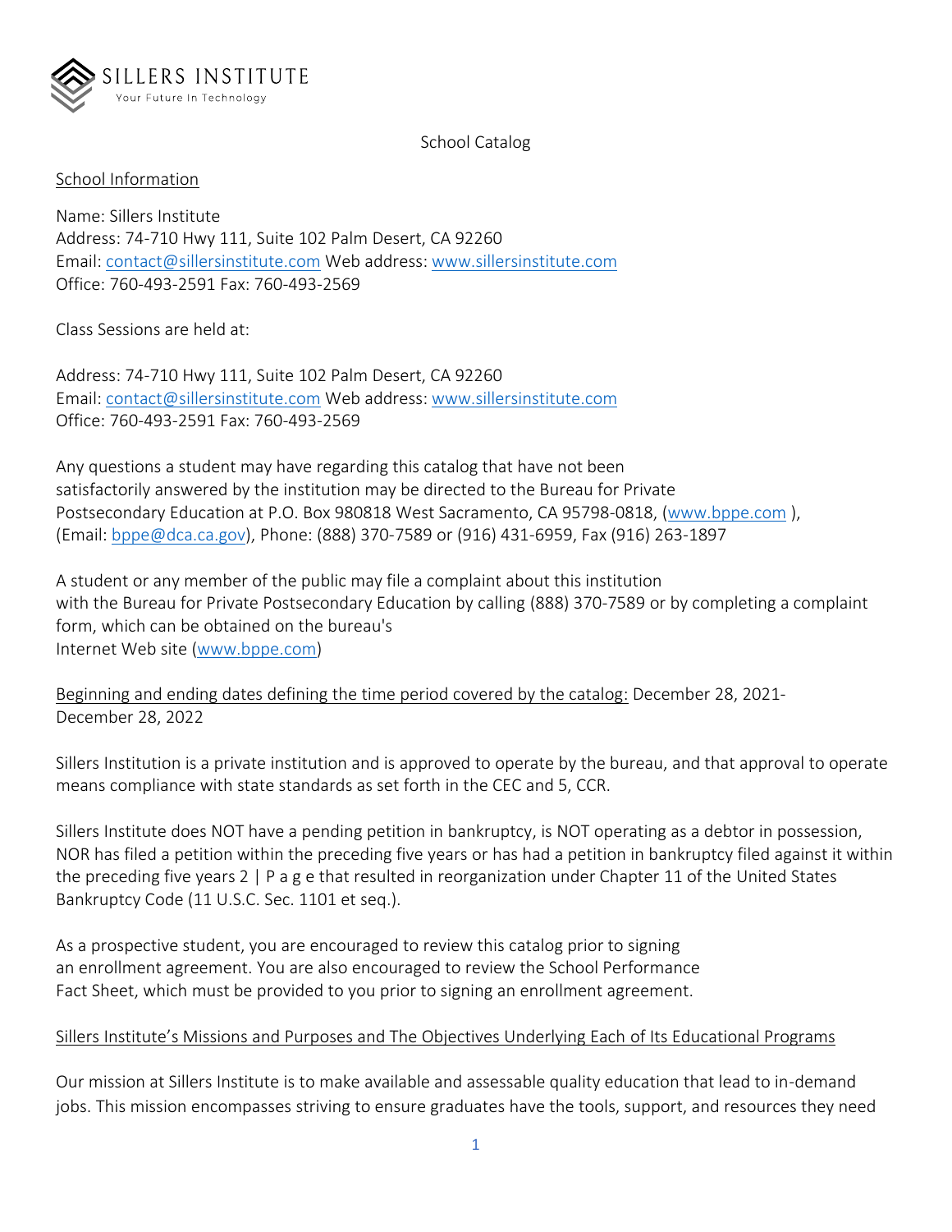SILLERS INSTITUTE
Your Future In Technology

# School Catalog

## School Information

Name: Sillers Institute
Address: 74-710 Hwy 111, Suite 102 Palm Desert, CA 92260
Email: contact@sillersinstitute.com Web address: www.sillersinstitute.com
Office: 760-493-2591 Fax: 760-493-2569

Class Sessions are held at:

Address: 74-710 Hwy 111, Suite 102 Palm Desert, CA 92260
Email: contact@sillersinstitute.com Web address: www.sillersinstitute.com
Office: 760-493-2591 Fax: 760-493-2569

Any questions a student may have regarding this catalog that have not been satisfactorily answered by the institution may be directed to the Bureau for Private Postsecondary Education at P.O. Box 980818 West Sacramento, CA 95798-0818, (www.bppe.com ), (Email: bppe@dca.ca.gov), Phone: (888) 370-7589 or (916) 431-6959, Fax (916) 263-1897

A student or any member of the public may file a complaint about this institution with the Bureau for Private Postsecondary Education by calling (888) 370-7589 or by completing a complaint form, which can be obtained on the bureau's Internet Web site (www.bppe.com)

Beginning and ending dates defining the time period covered by the catalog: December 28, 2021-December 28, 2022

Sillers Institution is a private institution and is approved to operate by the bureau, and that approval to operate means compliance with state standards as set forth in the CEC and 5, CCR.

Sillers Institute does NOT have a pending petition in bankruptcy, is NOT operating as a debtor in possession, NOR has filed a petition within the preceding five years or has had a petition in bankruptcy filed against it within the preceding five years 2 | P a g e that resulted in reorganization under Chapter 11 of the United States Bankruptcy Code (11 U.S.C. Sec. 1101 et seq.).

As a prospective student, you are encouraged to review this catalog prior to signing an enrollment agreement. You are also encouraged to review the School Performance Fact Sheet, which must be provided to you prior to signing an enrollment agreement.

## Sillers Institute's Missions and Purposes and The Objectives Underlying Each of Its Educational Programs

Our mission at Sillers Institute is to make available and assessable quality education that lead to in-demand jobs. This mission encompasses striving to ensure graduates have the tools, support, and resources they need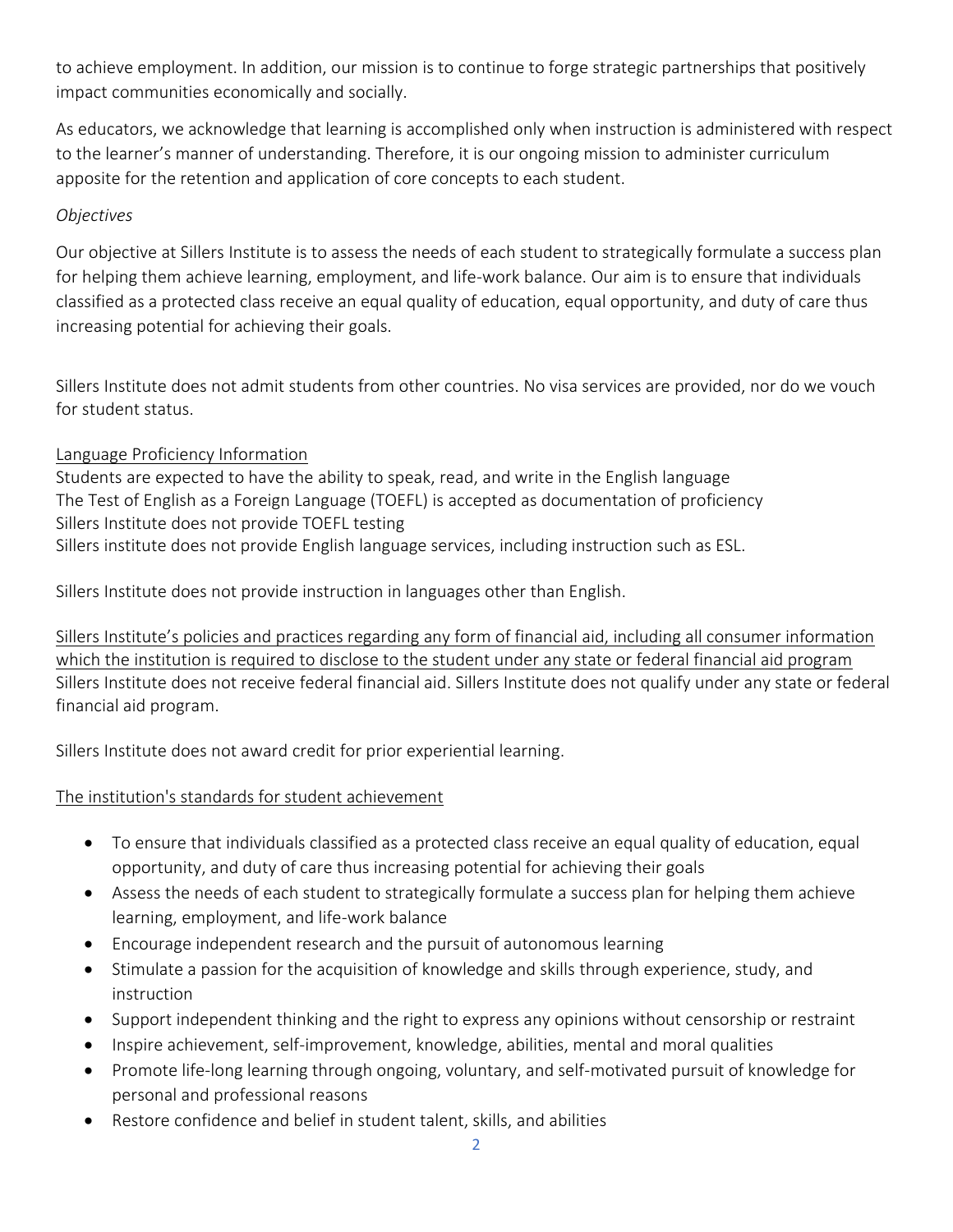to achieve employment. In addition, our mission is to continue to forge strategic partnerships that positively impact communities economically and socially.

As educators, we acknowledge that learning is accomplished only when instruction is administered with respect to the learner's manner of understanding. Therefore, it is our ongoing mission to administer curriculum apposite for the retention and application of core concepts to each student.

*Objectives*

Our objective at Sillers Institute is to assess the needs of each student to strategically formulate a success plan for helping them achieve learning, employment, and life-work balance. Our aim is to ensure that individuals classified as a protected class receive an equal quality of education, equal opportunity, and duty of care thus increasing potential for achieving their goals.

Sillers Institute does not admit students from other countries. No visa services are provided, nor do we vouch for student status.

<u>Language Proficiency Information</u>

Students are expected to have the ability to speak, read, and write in the English language
The Test of English as a Foreign Language (TOEFL) is accepted as documentation of proficiency
Sillers Institute does not provide TOEFL testing
Sillers institute does not provide English language services, including instruction such as ESL.

Sillers Institute does not provide instruction in languages other than English.

<u>Sillers Institute's policies and practices regarding any form of financial aid, including all consumer information which the institution is required to disclose to the student under any state or federal financial aid program</u>

Sillers Institute does not receive federal financial aid. Sillers Institute does not qualify under any state or federal financial aid program.

Sillers Institute does not award credit for prior experiential learning.

<u>The institution's standards for student achievement</u>

- To ensure that individuals classified as a protected class receive an equal quality of education, equal opportunity, and duty of care thus increasing potential for achieving their goals
- Assess the needs of each student to strategically formulate a success plan for helping them achieve learning, employment, and life-work balance
- Encourage independent research and the pursuit of autonomous learning
- Stimulate a passion for the acquisition of knowledge and skills through experience, study, and instruction
- Support independent thinking and the right to express any opinions without censorship or restraint
- Inspire achievement, self-improvement, knowledge, abilities, mental and moral qualities
- Promote life-long learning through ongoing, voluntary, and self-motivated pursuit of knowledge for personal and professional reasons
- Restore confidence and belief in student talent, skills, and abilities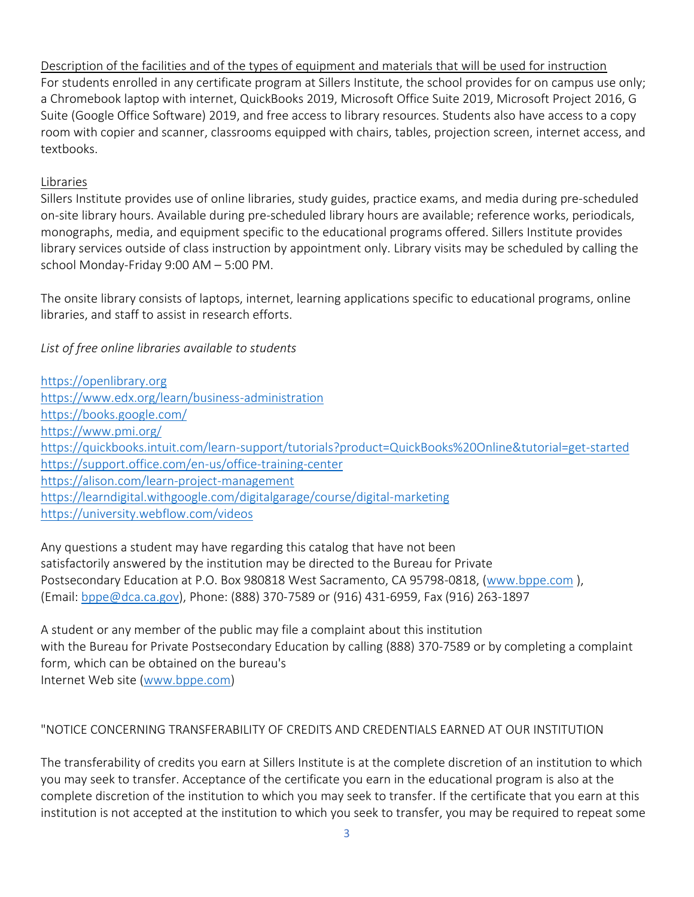<u>Description of the facilities and of the types of equipment and materials that will be used for instruction</u>

For students enrolled in any certificate program at Sillers Institute, the school provides for on campus use only; a Chromebook laptop with internet, QuickBooks 2019, Microsoft Office Suite 2019, Microsoft Project 2016, G Suite (Google Office Software) 2019, and free access to library resources. Students also have access to a copy room with copier and scanner, classrooms equipped with chairs, tables, projection screen, internet access, and textbooks.

<u>Libraries</u>

Sillers Institute provides use of online libraries, study guides, practice exams, and media during pre-scheduled on-site library hours. Available during pre-scheduled library hours are available; reference works, periodicals, monographs, media, and equipment specific to the educational programs offered. Sillers Institute provides library services outside of class instruction by appointment only. Library visits may be scheduled by calling the school Monday-Friday 9:00 AM – 5:00 PM.

The onsite library consists of laptops, internet, learning applications specific to educational programs, online libraries, and staff to assist in research efforts.

*List of free online libraries available to students*

https://openlibrary.org
https://www.edx.org/learn/business-administration
https://books.google.com/
https://www.pmi.org/
https://quickbooks.intuit.com/learn-support/tutorials?product=QuickBooks%20Online&tutorial=get-started
https://support.office.com/en-us/office-training-center
https://alison.com/learn-project-management
https://learndigital.withgoogle.com/digitalgarage/course/digital-marketing
https://university.webflow.com/videos

Any questions a student may have regarding this catalog that have not been satisfactorily answered by the institution may be directed to the Bureau for Private Postsecondary Education at P.O. Box 980818 West Sacramento, CA 95798-0818, (www.bppe.com ), (Email: bppe@dca.ca.gov), Phone: (888) 370-7589 or (916) 431-6959, Fax (916) 263-1897

A student or any member of the public may file a complaint about this institution with the Bureau for Private Postsecondary Education by calling (888) 370-7589 or by completing a complaint form, which can be obtained on the bureau's Internet Web site (www.bppe.com)

"NOTICE CONCERNING TRANSFERABILITY OF CREDITS AND CREDENTIALS EARNED AT OUR INSTITUTION

The transferability of credits you earn at Sillers Institute is at the complete discretion of an institution to which you may seek to transfer. Acceptance of the certificate you earn in the educational program is also at the complete discretion of the institution to which you may seek to transfer. If the certificate that you earn at this institution is not accepted at the institution to which you seek to transfer, you may be required to repeat some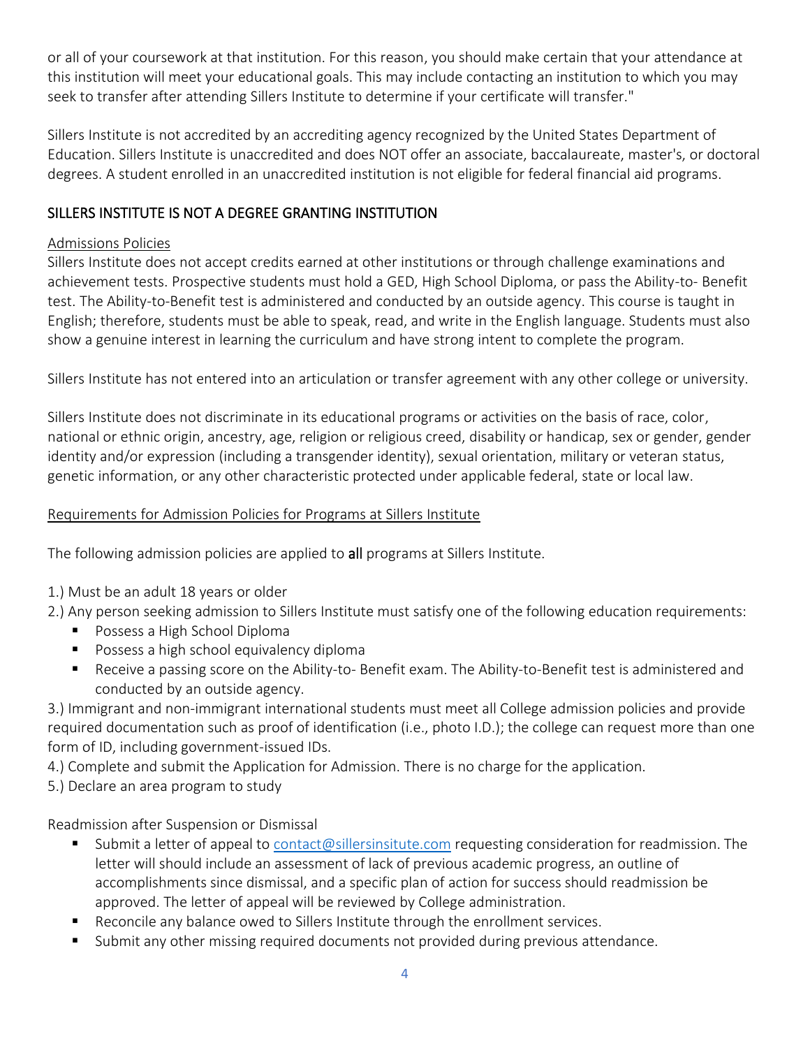or all of your coursework at that institution. For this reason, you should make certain that your attendance at this institution will meet your educational goals. This may include contacting an institution to which you may seek to transfer after attending Sillers Institute to determine if your certificate will transfer."

Sillers Institute is not accredited by an accrediting agency recognized by the United States Department of Education. Sillers Institute is unaccredited and does NOT offer an associate, baccalaureate, master's, or doctoral degrees. A student enrolled in an unaccredited institution is not eligible for federal financial aid programs.

## SILLERS INSTITUTE IS NOT A DEGREE GRANTING INSTITUTION

### Admissions Policies

Sillers Institute does not accept credits earned at other institutions or through challenge examinations and achievement tests. Prospective students must hold a GED, High School Diploma, or pass the Ability-to- Benefit test. The Ability-to-Benefit test is administered and conducted by an outside agency. This course is taught in English; therefore, students must be able to speak, read, and write in the English language. Students must also show a genuine interest in learning the curriculum and have strong intent to complete the program.

Sillers Institute has not entered into an articulation or transfer agreement with any other college or university.

Sillers Institute does not discriminate in its educational programs or activities on the basis of race, color, national or ethnic origin, ancestry, age, religion or religious creed, disability or handicap, sex or gender, gender identity and/or expression (including a transgender identity), sexual orientation, military or veteran status, genetic information, or any other characteristic protected under applicable federal, state or local law.

### Requirements for Admission Policies for Programs at Sillers Institute

The following admission policies are applied to **all** programs at Sillers Institute.

1.) Must be an adult 18 years or older

2.) Any person seeking admission to Sillers Institute must satisfy one of the following education requirements:

- Possess a High School Diploma
- Possess a high school equivalency diploma
- Receive a passing score on the Ability-to- Benefit exam. The Ability-to-Benefit test is administered and conducted by an outside agency.

3.) Immigrant and non-immigrant international students must meet all College admission policies and provide required documentation such as proof of identification (i.e., photo I.D.); the college can request more than one form of ID, including government-issued IDs.

4.) Complete and submit the Application for Admission. There is no charge for the application.

5.) Declare an area program to study

Readmission after Suspension or Dismissal

- Submit a letter of appeal to contact@sillersinsitute.com requesting consideration for readmission. The letter will should include an assessment of lack of previous academic progress, an outline of accomplishments since dismissal, and a specific plan of action for success should readmission be approved. The letter of appeal will be reviewed by College administration.
- Reconcile any balance owed to Sillers Institute through the enrollment services.
- Submit any other missing required documents not provided during previous attendance.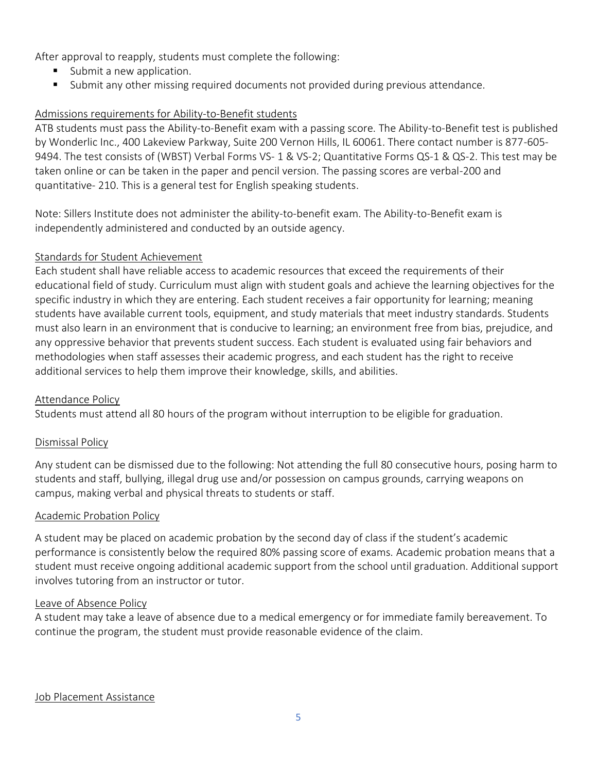After approval to reapply, students must complete the following:

- Submit a new application.
- Submit any other missing required documents not provided during previous attendance.

## Admissions requirements for Ability-to-Benefit students

ATB students must pass the Ability-to-Benefit exam with a passing score. The Ability-to-Benefit test is published by Wonderlic Inc., 400 Lakeview Parkway, Suite 200 Vernon Hills, IL 60061. There contact number is 877-605-9494. The test consists of (WBST) Verbal Forms VS- 1 & VS-2; Quantitative Forms QS-1 & QS-2. This test may be taken online or can be taken in the paper and pencil version. The passing scores are verbal-200 and quantitative- 210. This is a general test for English speaking students.

Note: Sillers Institute does not administer the ability-to-benefit exam. The Ability-to-Benefit exam is independently administered and conducted by an outside agency.

## Standards for Student Achievement

Each student shall have reliable access to academic resources that exceed the requirements of their educational field of study. Curriculum must align with student goals and achieve the learning objectives for the specific industry in which they are entering. Each student receives a fair opportunity for learning; meaning students have available current tools, equipment, and study materials that meet industry standards. Students must also learn in an environment that is conducive to learning; an environment free from bias, prejudice, and any oppressive behavior that prevents student success. Each student is evaluated using fair behaviors and methodologies when staff assesses their academic progress, and each student has the right to receive additional services to help them improve their knowledge, skills, and abilities.

## Attendance Policy

Students must attend all 80 hours of the program without interruption to be eligible for graduation.

## Dismissal Policy

Any student can be dismissed due to the following: Not attending the full 80 consecutive hours, posing harm to students and staff, bullying, illegal drug use and/or possession on campus grounds, carrying weapons on campus, making verbal and physical threats to students or staff.

## Academic Probation Policy

A student may be placed on academic probation by the second day of class if the student's academic performance is consistently below the required 80% passing score of exams. Academic probation means that a student must receive ongoing additional academic support from the school until graduation. Additional support involves tutoring from an instructor or tutor.

## Leave of Absence Policy

A student may take a leave of absence due to a medical emergency or for immediate family bereavement. To continue the program, the student must provide reasonable evidence of the claim.

## Job Placement Assistance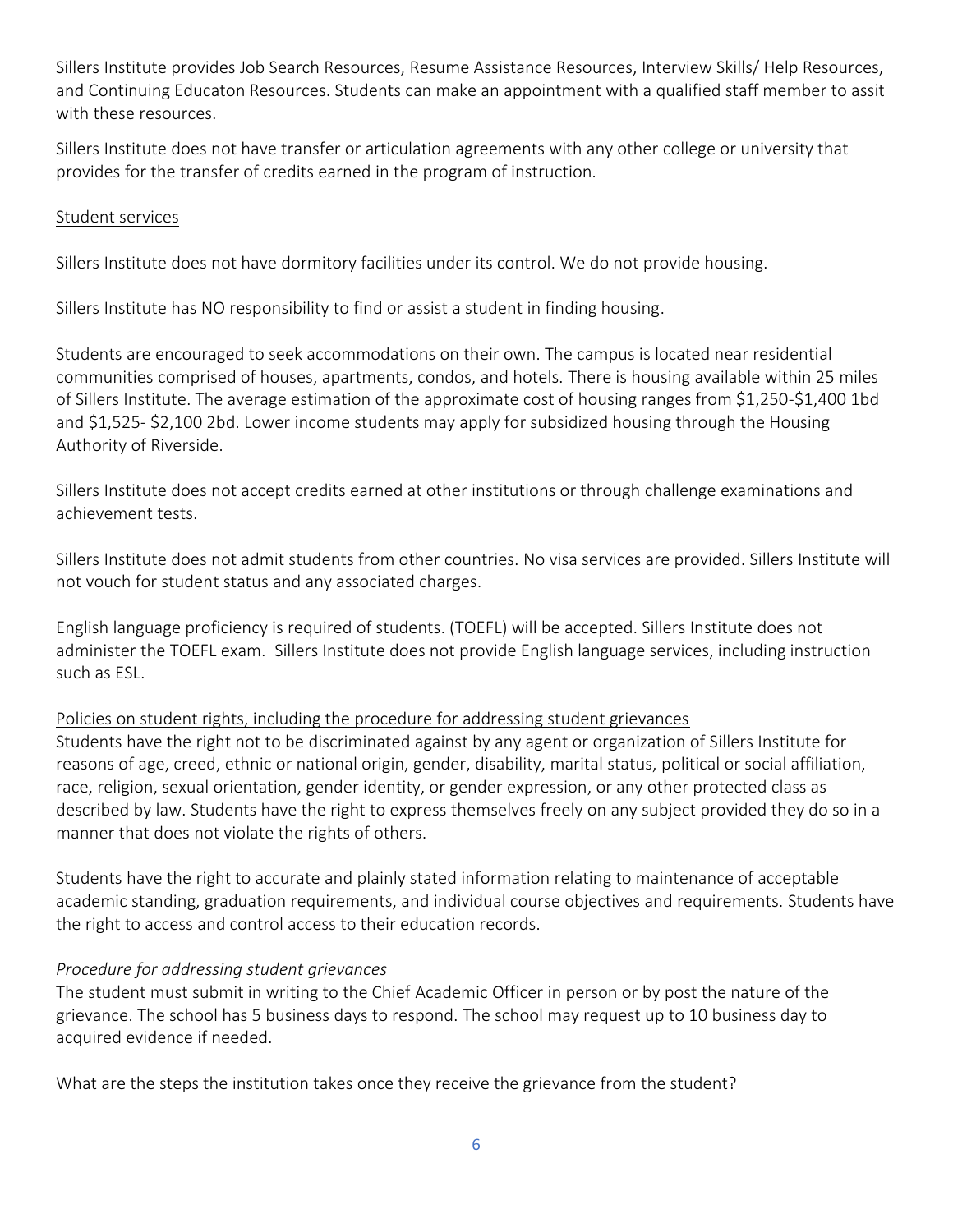Sillers Institute provides Job Search Resources, Resume Assistance Resources, Interview Skills/ Help Resources, and Continuing Educaton Resources. Students can make an appointment with a qualified staff member to assit with these resources.

Sillers Institute does not have transfer or articulation agreements with any other college or university that provides for the transfer of credits earned in the program of instruction.

<u>Student services</u>

Sillers Institute does not have dormitory facilities under its control. We do not provide housing.

Sillers Institute has NO responsibility to find or assist a student in finding housing.

Students are encouraged to seek accommodations on their own. The campus is located near residential communities comprised of houses, apartments, condos, and hotels. There is housing available within 25 miles of Sillers Institute. The average estimation of the approximate cost of housing ranges from $1,250-$1,400 1bd and $1,525- $2,100 2bd. Lower income students may apply for subsidized housing through the Housing Authority of Riverside.

Sillers Institute does not accept credits earned at other institutions or through challenge examinations and achievement tests.

Sillers Institute does not admit students from other countries. No visa services are provided. Sillers Institute will not vouch for student status and any associated charges.

English language proficiency is required of students. (TOEFL) will be accepted. Sillers Institute does not administer the TOEFL exam. Sillers Institute does not provide English language services, including instruction such as ESL.

<u>Policies on student rights, including the procedure for addressing student grievances</u>

Students have the right not to be discriminated against by any agent or organization of Sillers Institute for reasons of age, creed, ethnic or national origin, gender, disability, marital status, political or social affiliation, race, religion, sexual orientation, gender identity, or gender expression, or any other protected class as described by law. Students have the right to express themselves freely on any subject provided they do so in a manner that does not violate the rights of others.

Students have the right to accurate and plainly stated information relating to maintenance of acceptable academic standing, graduation requirements, and individual course objectives and requirements. Students have the right to access and control access to their education records.

*Procedure for addressing student grievances*

The student must submit in writing to the Chief Academic Officer in person or by post the nature of the grievance. The school has 5 business days to respond. The school may request up to 10 business day to acquired evidence if needed.

What are the steps the institution takes once they receive the grievance from the student?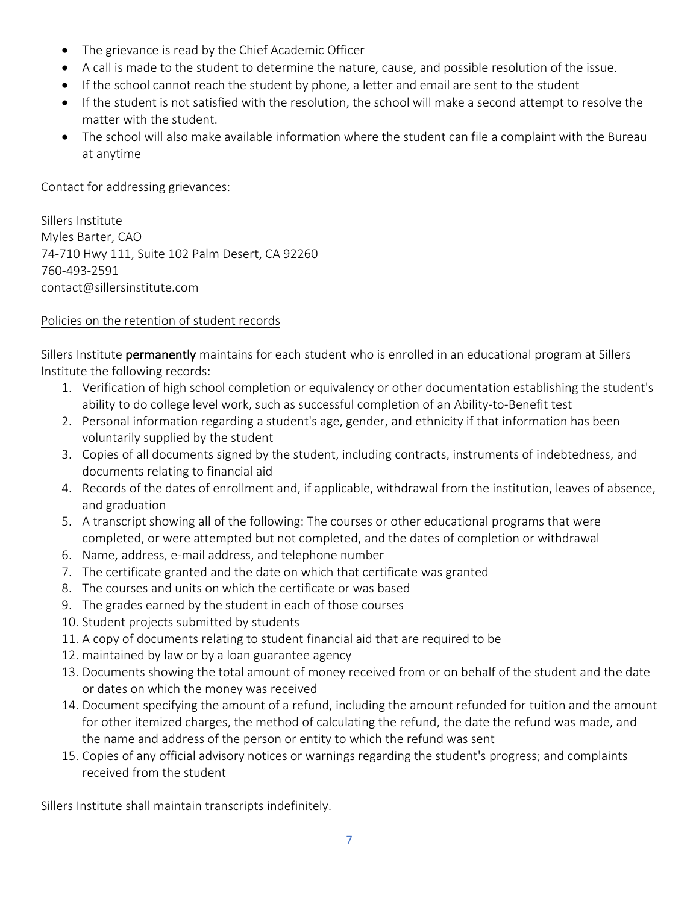- The grievance is read by the Chief Academic Officer
- A call is made to the student to determine the nature, cause, and possible resolution of the issue.
- If the school cannot reach the student by phone, a letter and email are sent to the student
- If the student is not satisfied with the resolution, the school will make a second attempt to resolve the matter with the student.
- The school will also make available information where the student can file a complaint with the Bureau at anytime

Contact for addressing grievances:

Sillers Institute
Myles Barter, CAO
74-710 Hwy 111, Suite 102 Palm Desert, CA 92260
760-493-2591
contact@sillersinstitute.com

<u>Policies on the retention of student records</u>

Sillers Institute **permanently** maintains for each student who is enrolled in an educational program at Sillers Institute the following records:

1. Verification of high school completion or equivalency or other documentation establishing the student's ability to do college level work, such as successful completion of an Ability-to-Benefit test
2. Personal information regarding a student's age, gender, and ethnicity if that information has been voluntarily supplied by the student
3. Copies of all documents signed by the student, including contracts, instruments of indebtedness, and documents relating to financial aid
4. Records of the dates of enrollment and, if applicable, withdrawal from the institution, leaves of absence, and graduation
5. A transcript showing all of the following: The courses or other educational programs that were completed, or were attempted but not completed, and the dates of completion or withdrawal
6. Name, address, e-mail address, and telephone number
7. The certificate granted and the date on which that certificate was granted
8. The courses and units on which the certificate or was based
9. The grades earned by the student in each of those courses
10. Student projects submitted by students
11. A copy of documents relating to student financial aid that are required to be
12. maintained by law or by a loan guarantee agency
13. Documents showing the total amount of money received from or on behalf of the student and the date or dates on which the money was received
14. Document specifying the amount of a refund, including the amount refunded for tuition and the amount for other itemized charges, the method of calculating the refund, the date the refund was made, and the name and address of the person or entity to which the refund was sent
15. Copies of any official advisory notices or warnings regarding the student's progress; and complaints received from the student

Sillers Institute shall maintain transcripts indefinitely.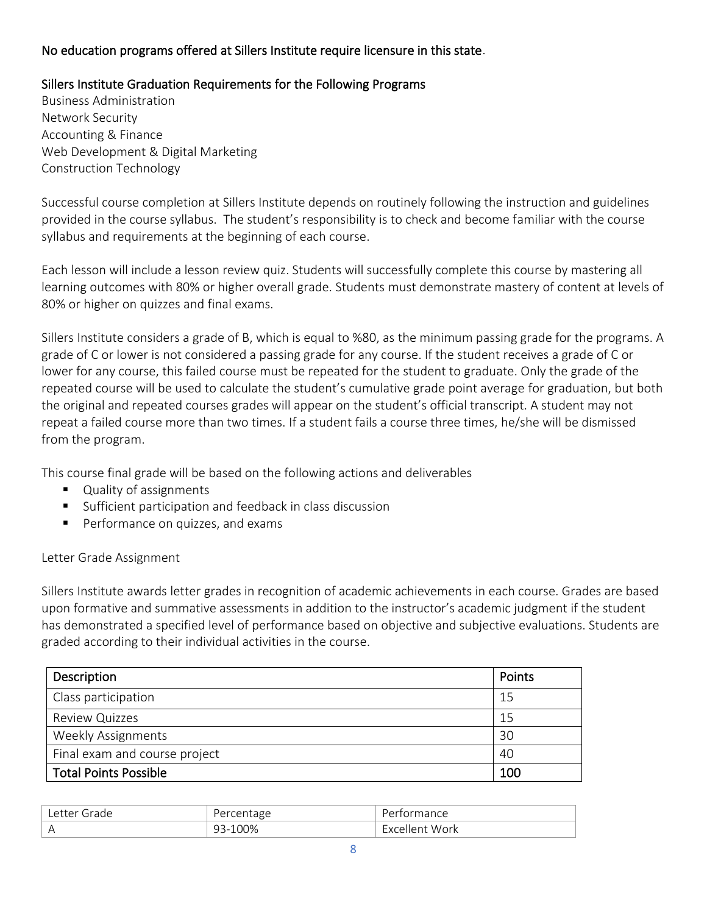No education programs offered at Sillers Institute require licensure in this state.

## Sillers Institute Graduation Requirements for the Following Programs

Business Administration
Network Security
Accounting & Finance
Web Development & Digital Marketing
Construction Technology

Successful course completion at Sillers Institute depends on routinely following the instruction and guidelines provided in the course syllabus. The student's responsibility is to check and become familiar with the course syllabus and requirements at the beginning of each course.

Each lesson will include a lesson review quiz. Students will successfully complete this course by mastering all learning outcomes with 80% or higher overall grade. Students must demonstrate mastery of content at levels of 80% or higher on quizzes and final exams.

Sillers Institute considers a grade of B, which is equal to %80, as the minimum passing grade for the programs. A grade of C or lower is not considered a passing grade for any course. If the student receives a grade of C or lower for any course, this failed course must be repeated for the student to graduate. Only the grade of the repeated course will be used to calculate the student's cumulative grade point average for graduation, but both the original and repeated courses grades will appear on the student's official transcript. A student may not repeat a failed course more than two times. If a student fails a course three times, he/she will be dismissed from the program.

This course final grade will be based on the following actions and deliverables

- Quality of assignments
- Sufficient participation and feedback in class discussion
- Performance on quizzes, and exams

Letter Grade Assignment

Sillers Institute awards letter grades in recognition of academic achievements in each course. Grades are based upon formative and summative assessments in addition to the instructor's academic judgment if the student has demonstrated a specified level of performance based on objective and subjective evaluations. Students are graded according to their individual activities in the course.

| Description | Points |
|---|---|
| Class participation | 15 |
| Review Quizzes | 15 |
| Weekly Assignments | 30 |
| Final exam and course project | 40 |
| **Total Points Possible** | **100** |

| Letter Grade | Percentage | Performance |
|---|---|---|
| A | 93-100% | Excellent Work |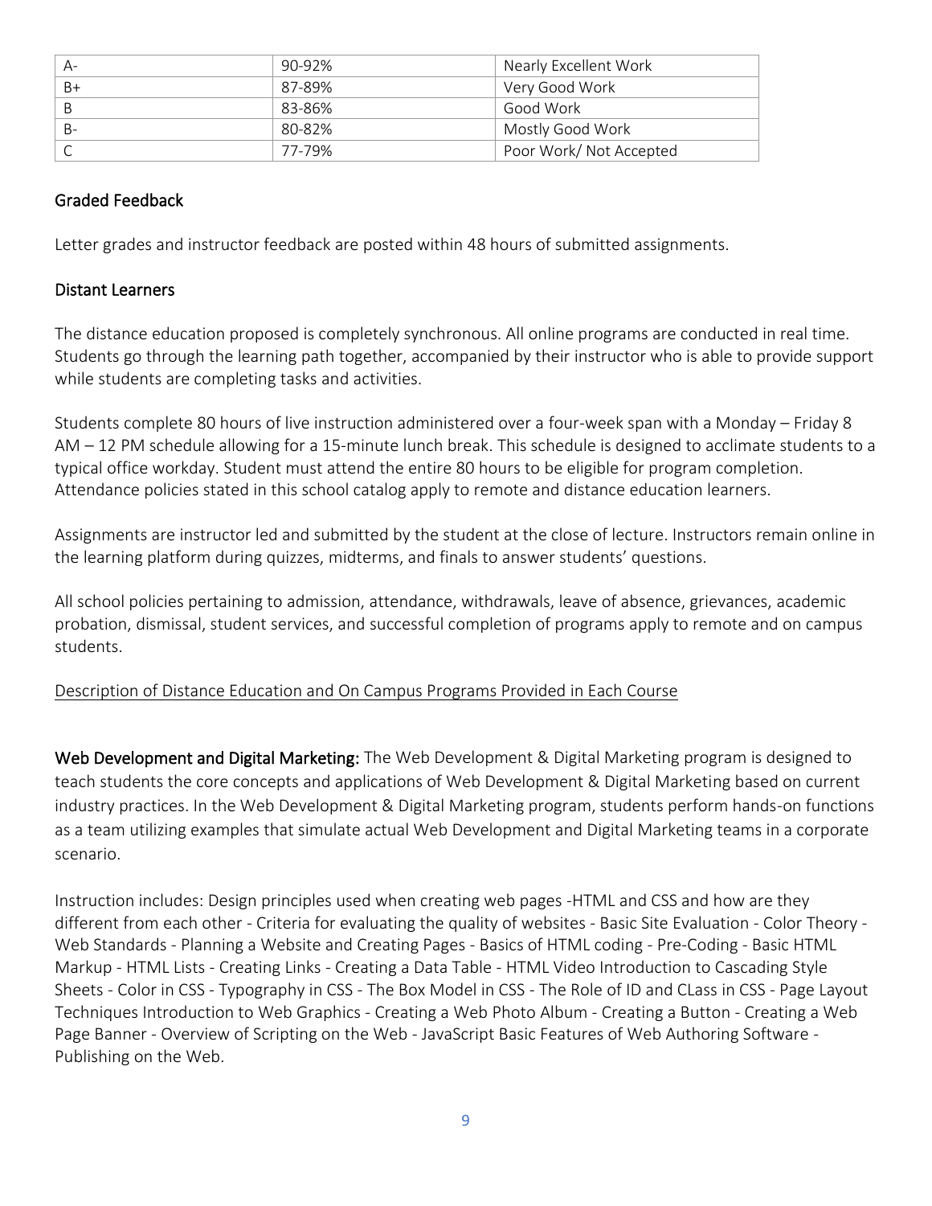| A- | 90-92% | Nearly Excellent Work |
|---|---|---|
| B+ | 87-89% | Very Good Work |
| B | 83-86% | Good Work |
| B- | 80-82% | Mostly Good Work |
| C | 77-79% | Poor Work/ Not Accepted |

## Graded Feedback

Letter grades and instructor feedback are posted within 48 hours of submitted assignments.

## Distant Learners

The distance education proposed is completely synchronous. All online programs are conducted in real time. Students go through the learning path together, accompanied by their instructor who is able to provide support while students are completing tasks and activities.

Students complete 80 hours of live instruction administered over a four-week span with a Monday – Friday 8 AM – 12 PM schedule allowing for a 15-minute lunch break. This schedule is designed to acclimate students to a typical office workday. Student must attend the entire 80 hours to be eligible for program completion. Attendance policies stated in this school catalog apply to remote and distance education learners.

Assignments are instructor led and submitted by the student at the close of lecture. Instructors remain online in the learning platform during quizzes, midterms, and finals to answer students' questions.

All school policies pertaining to admission, attendance, withdrawals, leave of absence, grievances, academic probation, dismissal, student services, and successful completion of programs apply to remote and on campus students.

Description of Distance Education and On Campus Programs Provided in Each Course

**Web Development and Digital Marketing:** The Web Development & Digital Marketing program is designed to teach students the core concepts and applications of Web Development & Digital Marketing based on current industry practices. In the Web Development & Digital Marketing program, students perform hands-on functions as a team utilizing examples that simulate actual Web Development and Digital Marketing teams in a corporate scenario.

Instruction includes: Design principles used when creating web pages -HTML and CSS and how are they different from each other - Criteria for evaluating the quality of websites - Basic Site Evaluation - Color Theory - Web Standards - Planning a Website and Creating Pages - Basics of HTML coding - Pre-Coding - Basic HTML Markup - HTML Lists - Creating Links - Creating a Data Table - HTML Video Introduction to Cascading Style Sheets - Color in CSS - Typography in CSS - The Box Model in CSS - The Role of ID and CLass in CSS - Page Layout Techniques Introduction to Web Graphics - Creating a Web Photo Album - Creating a Button - Creating a Web Page Banner - Overview of Scripting on the Web - JavaScript Basic Features of Web Authoring Software - Publishing on the Web.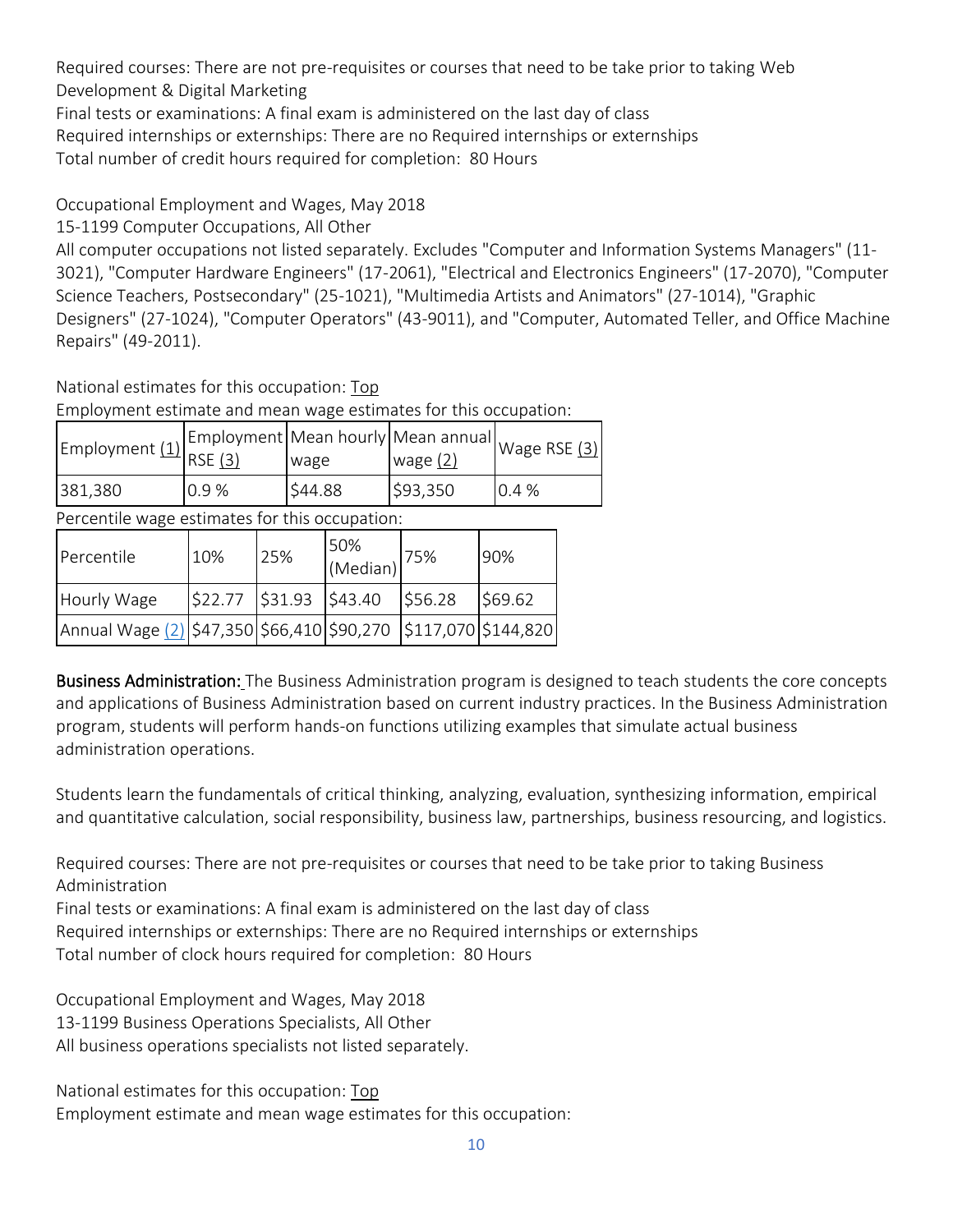Required courses: There are not pre-requisites or courses that need to be take prior to taking Web Development & Digital Marketing

Final tests or examinations: A final exam is administered on the last day of class

Required internships or externships: There are no Required internships or externships

Total number of credit hours required for completion: 80 Hours

Occupational Employment and Wages, May 2018

15-1199 Computer Occupations, All Other

All computer occupations not listed separately. Excludes "Computer and Information Systems Managers" (11-3021), "Computer Hardware Engineers" (17-2061), "Electrical and Electronics Engineers" (17-2070), "Computer Science Teachers, Postsecondary" (25-1021), "Multimedia Artists and Animators" (27-1014), "Graphic Designers" (27-1024), "Computer Operators" (43-9011), and "Computer, Automated Teller, and Office Machine Repairs" (49-2011).

National estimates for this occupation: Top

Employment estimate and mean wage estimates for this occupation:

| Employment (1) | Employment RSE (3) | Mean hourly wage | Mean annual wage (2) | Wage RSE (3) |
|---|---|---|---|---|
| 381,380 | 0.9 % | $44.88 | $93,350 | 0.4 % |

Percentile wage estimates for this occupation:

| Percentile | 10% | 25% | 50% (Median) | 75% | 90% |
|---|---|---|---|---|---|
| Hourly Wage | $22.77 | $31.93 | $43.40 | $56.28 | $69.62 |
| Annual Wage (2) | $47,350 | $66,410 | $90,270 | $117,070 | $144,820 |

**Business Administration:** The Business Administration program is designed to teach students the core concepts and applications of Business Administration based on current industry practices. In the Business Administration program, students will perform hands-on functions utilizing examples that simulate actual business administration operations.

Students learn the fundamentals of critical thinking, analyzing, evaluation, synthesizing information, empirical and quantitative calculation, social responsibility, business law, partnerships, business resourcing, and logistics.

Required courses: There are not pre-requisites or courses that need to be take prior to taking Business Administration

Final tests or examinations: A final exam is administered on the last day of class

Required internships or externships: There are no Required internships or externships

Total number of clock hours required for completion: 80 Hours

Occupational Employment and Wages, May 2018

13-1199 Business Operations Specialists, All Other

All business operations specialists not listed separately.

National estimates for this occupation: Top

Employment estimate and mean wage estimates for this occupation: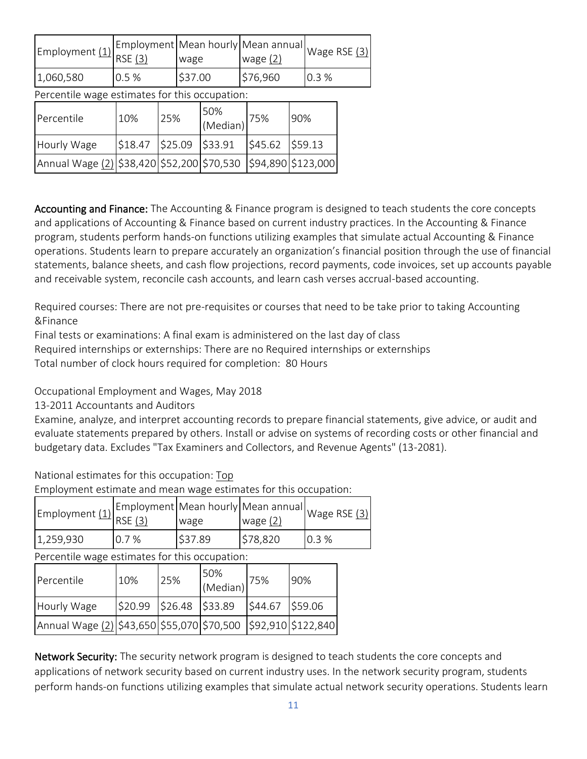| Employment (1) | Employment RSE (3) | Mean hourly wage | Mean annual wage (2) | Wage RSE (3) |
|---|---|---|---|---|
| 1,060,580 | 0.5 % | $37.00 | $76,960 | 0.3 % |

Percentile wage estimates for this occupation:

| Percentile | 10% | 25% | 50% (Median) | 75% | 90% |
|---|---|---|---|---|---|
| Hourly Wage | $18.47 | $25.09 | $33.91 | $45.62 | $59.13 |
| Annual Wage (2) | $38,420 | $52,200 | $70,530 | $94,890 | $123,000 |

**Accounting and Finance:** The Accounting & Finance program is designed to teach students the core concepts and applications of Accounting & Finance based on current industry practices. In the Accounting & Finance program, students perform hands-on functions utilizing examples that simulate actual Accounting & Finance operations. Students learn to prepare accurately an organization's financial position through the use of financial statements, balance sheets, and cash flow projections, record payments, code invoices, set up accounts payable and receivable system, reconcile cash accounts, and learn cash verses accrual-based accounting.

Required courses: There are not pre-requisites or courses that need to be take prior to taking Accounting &Finance

Final tests or examinations: A final exam is administered on the last day of class

Required internships or externships: There are no Required internships or externships

Total number of clock hours required for completion: 80 Hours

Occupational Employment and Wages, May 2018

13-2011 Accountants and Auditors

Examine, analyze, and interpret accounting records to prepare financial statements, give advice, or audit and evaluate statements prepared by others. Install or advise on systems of recording costs or other financial and budgetary data. Excludes "Tax Examiners and Collectors, and Revenue Agents" (13-2081).

National estimates for this occupation: Top

Employment estimate and mean wage estimates for this occupation:

| Employment (1) | Employment RSE (3) | Mean hourly wage | Mean annual wage (2) | Wage RSE (3) |
|---|---|---|---|---|
| 1,259,930 | 0.7 % | $37.89 | $78,820 | 0.3 % |

Percentile wage estimates for this occupation:

| Percentile | 10% | 25% | 50% (Median) | 75% | 90% |
|---|---|---|---|---|---|
| Hourly Wage | $20.99 | $26.48 | $33.89 | $44.67 | $59.06 |
| Annual Wage (2) | $43,650 | $55,070 | $70,500 | $92,910 | $122,840 |

**Network Security:** The security network program is designed to teach students the core concepts and applications of network security based on current industry uses. In the network security program, students perform hands-on functions utilizing examples that simulate actual network security operations. Students learn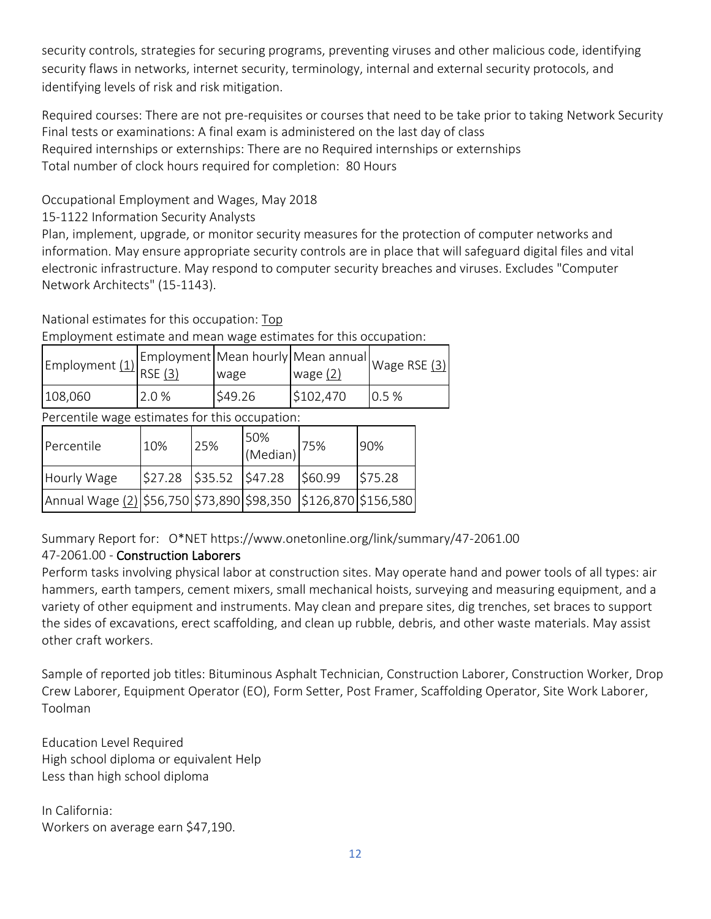security controls, strategies for securing programs, preventing viruses and other malicious code, identifying security flaws in networks, internet security, terminology, internal and external security protocols, and identifying levels of risk and risk mitigation.

Required courses: There are not pre-requisites or courses that need to be take prior to taking Network Security
Final tests or examinations: A final exam is administered on the last day of class
Required internships or externships: There are no Required internships or externships
Total number of clock hours required for completion: 80 Hours

Occupational Employment and Wages, May 2018

15-1122 Information Security Analysts

Plan, implement, upgrade, or monitor security measures for the protection of computer networks and information. May ensure appropriate security controls are in place that will safeguard digital files and vital electronic infrastructure. May respond to computer security breaches and viruses. Excludes "Computer Network Architects" (15-1143).

National estimates for this occupation: Top

Employment estimate and mean wage estimates for this occupation:

| Employment (1) | Employment RSE (3) | Mean hourly wage | Mean annual wage (2) | Wage RSE (3) |
|---|---|---|---|---|
| 108,060 | 2.0 % | $49.26 | $102,470 | 0.5 % |

Percentile wage estimates for this occupation:

| Percentile | 10% | 25% | 50% (Median) | 75% | 90% |
|---|---|---|---|---|---|
| Hourly Wage | $27.28 | $35.52 | $47.28 | $60.99 | $75.28 |
| Annual Wage (2) | $56,750 | $73,890 | $98,350 | $126,870 | $156,580 |

Summary Report for: O*NET https://www.onetonline.org/link/summary/47-2061.00

47-2061.00 - Construction Laborers

Perform tasks involving physical labor at construction sites. May operate hand and power tools of all types: air hammers, earth tampers, cement mixers, small mechanical hoists, surveying and measuring equipment, and a variety of other equipment and instruments. May clean and prepare sites, dig trenches, set braces to support the sides of excavations, erect scaffolding, and clean up rubble, debris, and other waste materials. May assist other craft workers.

Sample of reported job titles: Bituminous Asphalt Technician, Construction Laborer, Construction Worker, Drop Crew Laborer, Equipment Operator (EO), Form Setter, Post Framer, Scaffolding Operator, Site Work Laborer, Toolman

Education Level Required
High school diploma or equivalent Help
Less than high school diploma

In California:
Workers on average earn $47,190.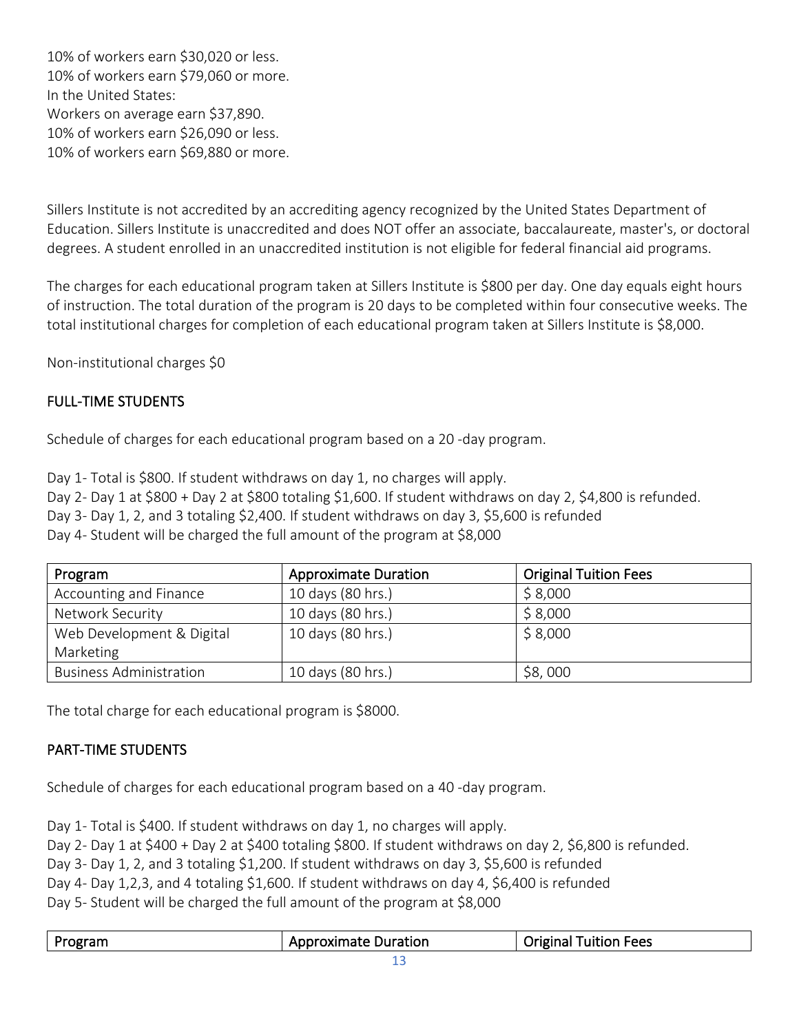10% of workers earn $30,020 or less.
10% of workers earn $79,060 or more.
In the United States:
Workers on average earn $37,890.
10% of workers earn $26,090 or less.
10% of workers earn $69,880 or more.

Sillers Institute is not accredited by an accrediting agency recognized by the United States Department of Education. Sillers Institute is unaccredited and does NOT offer an associate, baccalaureate, master's, or doctoral degrees. A student enrolled in an unaccredited institution is not eligible for federal financial aid programs.

The charges for each educational program taken at Sillers Institute is $800 per day. One day equals eight hours of instruction. The total duration of the program is 20 days to be completed within four consecutive weeks. The total institutional charges for completion of each educational program taken at Sillers Institute is $8,000.

Non-institutional charges $0

## FULL-TIME STUDENTS

Schedule of charges for each educational program based on a 20 -day program.

Day 1- Total is $800. If student withdraws on day 1, no charges will apply.
Day 2- Day 1 at $800 + Day 2 at $800 totaling $1,600. If student withdraws on day 2, $4,800 is refunded.
Day 3- Day 1, 2, and 3 totaling $2,400. If student withdraws on day 3, $5,600 is refunded
Day 4- Student will be charged the full amount of the program at $8,000

| Program | Approximate Duration | Original Tuition Fees |
|---|---|---|
| Accounting and Finance | 10 days (80 hrs.) | $ 8,000 |
| Network Security | 10 days (80 hrs.) | $ 8,000 |
| Web Development & Digital Marketing | 10 days (80 hrs.) | $ 8,000 |
| Business Administration | 10 days (80 hrs.) | $8, 000 |

The total charge for each educational program is $8000.

## PART-TIME STUDENTS

Schedule of charges for each educational program based on a 40 -day program.

Day 1- Total is $400. If student withdraws on day 1, no charges will apply.
Day 2- Day 1 at $400 + Day 2 at $400 totaling $800. If student withdraws on day 2, $6,800 is refunded.
Day 3- Day 1, 2, and 3 totaling $1,200. If student withdraws on day 3, $5,600 is refunded
Day 4- Day 1,2,3, and 4 totaling $1,600. If student withdraws on day 4, $6,400 is refunded
Day 5- Student will be charged the full amount of the program at $8,000

| Program | Approximate Duration | Original Tuition Fees |
|---|---|---|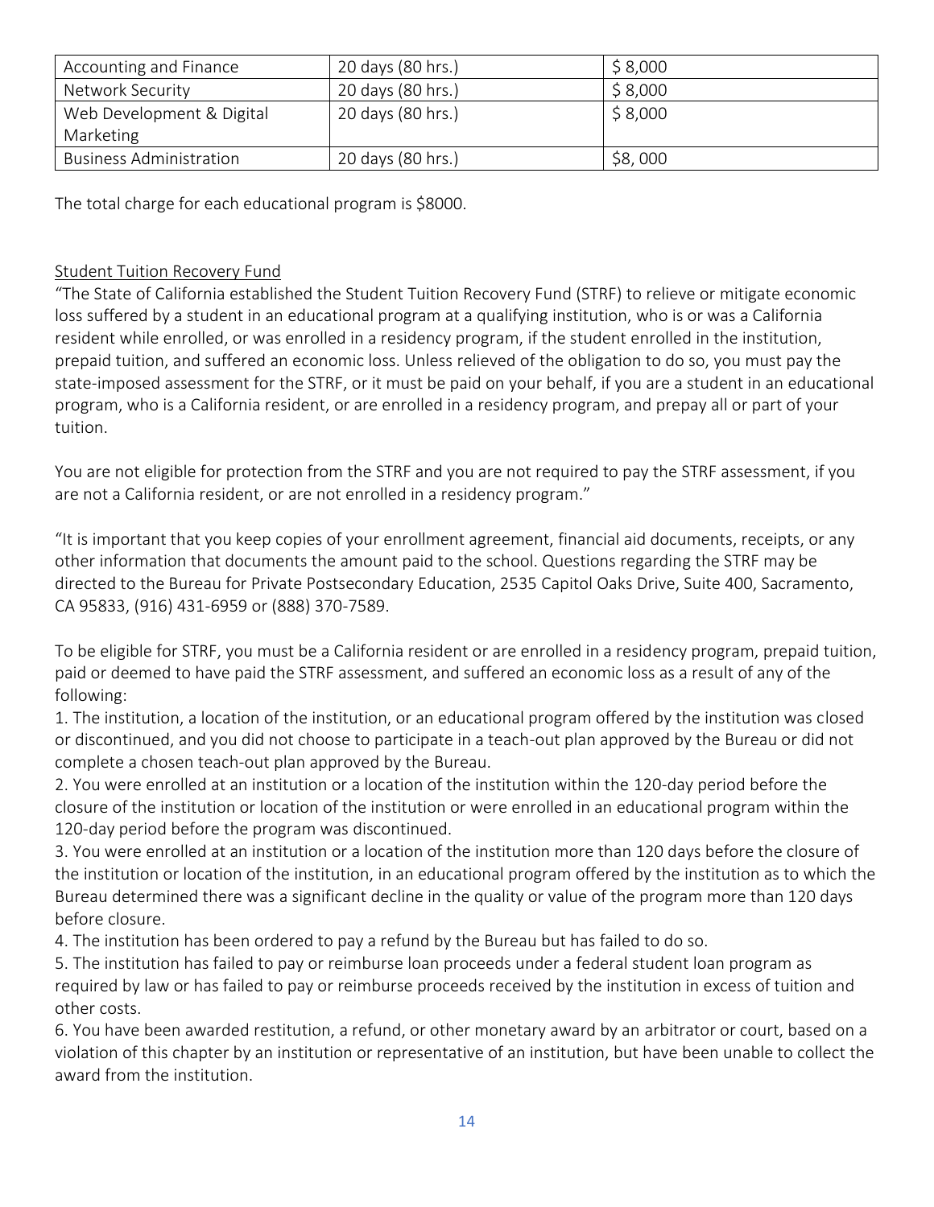| Accounting and Finance | 20 days (80 hrs.) | $ 8,000 |
|---|---|---|
| Network Security | 20 days (80 hrs.) | $ 8,000 |
| Web Development & Digital Marketing | 20 days (80 hrs.) | $ 8,000 |
| Business Administration | 20 days (80 hrs.) | $8, 000 |

The total charge for each educational program is $8000.

Student Tuition Recovery Fund

"The State of California established the Student Tuition Recovery Fund (STRF) to relieve or mitigate economic loss suffered by a student in an educational program at a qualifying institution, who is or was a California resident while enrolled, or was enrolled in a residency program, if the student enrolled in the institution, prepaid tuition, and suffered an economic loss. Unless relieved of the obligation to do so, you must pay the state-imposed assessment for the STRF, or it must be paid on your behalf, if you are a student in an educational program, who is a California resident, or are enrolled in a residency program, and prepay all or part of your tuition.

You are not eligible for protection from the STRF and you are not required to pay the STRF assessment, if you are not a California resident, or are not enrolled in a residency program."

"It is important that you keep copies of your enrollment agreement, financial aid documents, receipts, or any other information that documents the amount paid to the school. Questions regarding the STRF may be directed to the Bureau for Private Postsecondary Education, 2535 Capitol Oaks Drive, Suite 400, Sacramento, CA 95833, (916) 431-6959 or (888) 370-7589.

To be eligible for STRF, you must be a California resident or are enrolled in a residency program, prepaid tuition, paid or deemed to have paid the STRF assessment, and suffered an economic loss as a result of any of the following:

1. The institution, a location of the institution, or an educational program offered by the institution was closed or discontinued, and you did not choose to participate in a teach-out plan approved by the Bureau or did not complete a chosen teach-out plan approved by the Bureau.
2. You were enrolled at an institution or a location of the institution within the 120-day period before the closure of the institution or location of the institution or were enrolled in an educational program within the 120-day period before the program was discontinued.
3. You were enrolled at an institution or a location of the institution more than 120 days before the closure of the institution or location of the institution, in an educational program offered by the institution as to which the Bureau determined there was a significant decline in the quality or value of the program more than 120 days before closure.
4. The institution has been ordered to pay a refund by the Bureau but has failed to do so.
5. The institution has failed to pay or reimburse loan proceeds under a federal student loan program as required by law or has failed to pay or reimburse proceeds received by the institution in excess of tuition and other costs.
6. You have been awarded restitution, a refund, or other monetary award by an arbitrator or court, based on a violation of this chapter by an institution or representative of an institution, but have been unable to collect the award from the institution.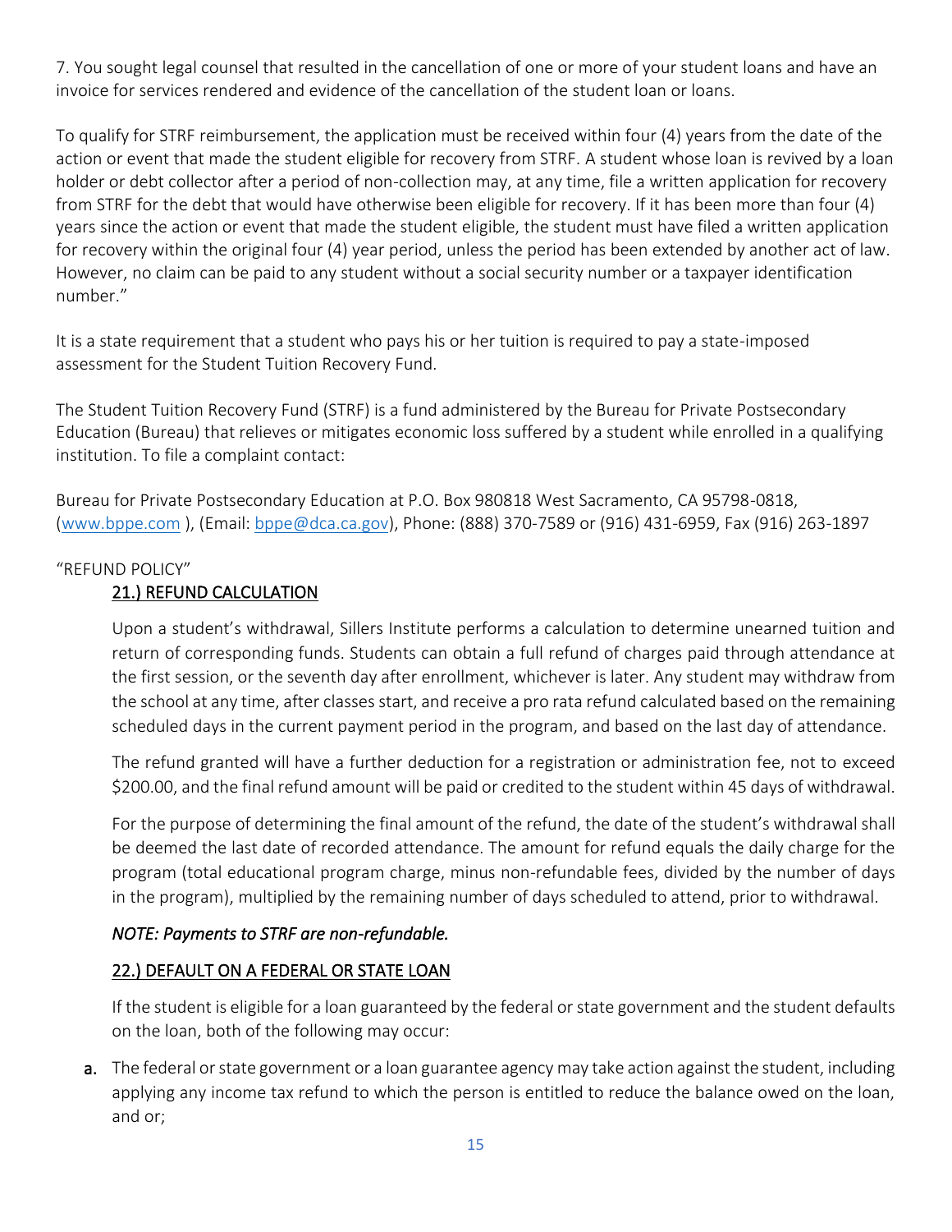7. You sought legal counsel that resulted in the cancellation of one or more of your student loans and have an invoice for services rendered and evidence of the cancellation of the student loan or loans.

To qualify for STRF reimbursement, the application must be received within four (4) years from the date of the action or event that made the student eligible for recovery from STRF. A student whose loan is revived by a loan holder or debt collector after a period of non-collection may, at any time, file a written application for recovery from STRF for the debt that would have otherwise been eligible for recovery. If it has been more than four (4) years since the action or event that made the student eligible, the student must have filed a written application for recovery within the original four (4) year period, unless the period has been extended by another act of law. However, no claim can be paid to any student without a social security number or a taxpayer identification number."

It is a state requirement that a student who pays his or her tuition is required to pay a state-imposed assessment for the Student Tuition Recovery Fund.

The Student Tuition Recovery Fund (STRF) is a fund administered by the Bureau for Private Postsecondary Education (Bureau) that relieves or mitigates economic loss suffered by a student while enrolled in a qualifying institution. To file a complaint contact:

Bureau for Private Postsecondary Education at P.O. Box 980818 West Sacramento, CA 95798-0818, (www.bppe.com ), (Email: bppe@dca.ca.gov), Phone: (888) 370-7589 or (916) 431-6959, Fax (916) 263-1897

"REFUND POLICY"

## 21.) REFUND CALCULATION

Upon a student's withdrawal, Sillers Institute performs a calculation to determine unearned tuition and return of corresponding funds. Students can obtain a full refund of charges paid through attendance at the first session, or the seventh day after enrollment, whichever is later. Any student may withdraw from the school at any time, after classes start, and receive a pro rata refund calculated based on the remaining scheduled days in the current payment period in the program, and based on the last day of attendance.

The refund granted will have a further deduction for a registration or administration fee, not to exceed \$200.00, and the final refund amount will be paid or credited to the student within 45 days of withdrawal.

For the purpose of determining the final amount of the refund, the date of the student's withdrawal shall be deemed the last date of recorded attendance. The amount for refund equals the daily charge for the program (total educational program charge, minus non-refundable fees, divided by the number of days in the program), multiplied by the remaining number of days scheduled to attend, prior to withdrawal.

*NOTE: Payments to STRF are non-refundable.*

## 22.) DEFAULT ON A FEDERAL OR STATE LOAN

If the student is eligible for a loan guaranteed by the federal or state government and the student defaults on the loan, both of the following may occur:

a. The federal or state government or a loan guarantee agency may take action against the student, including applying any income tax refund to which the person is entitled to reduce the balance owed on the loan, and or;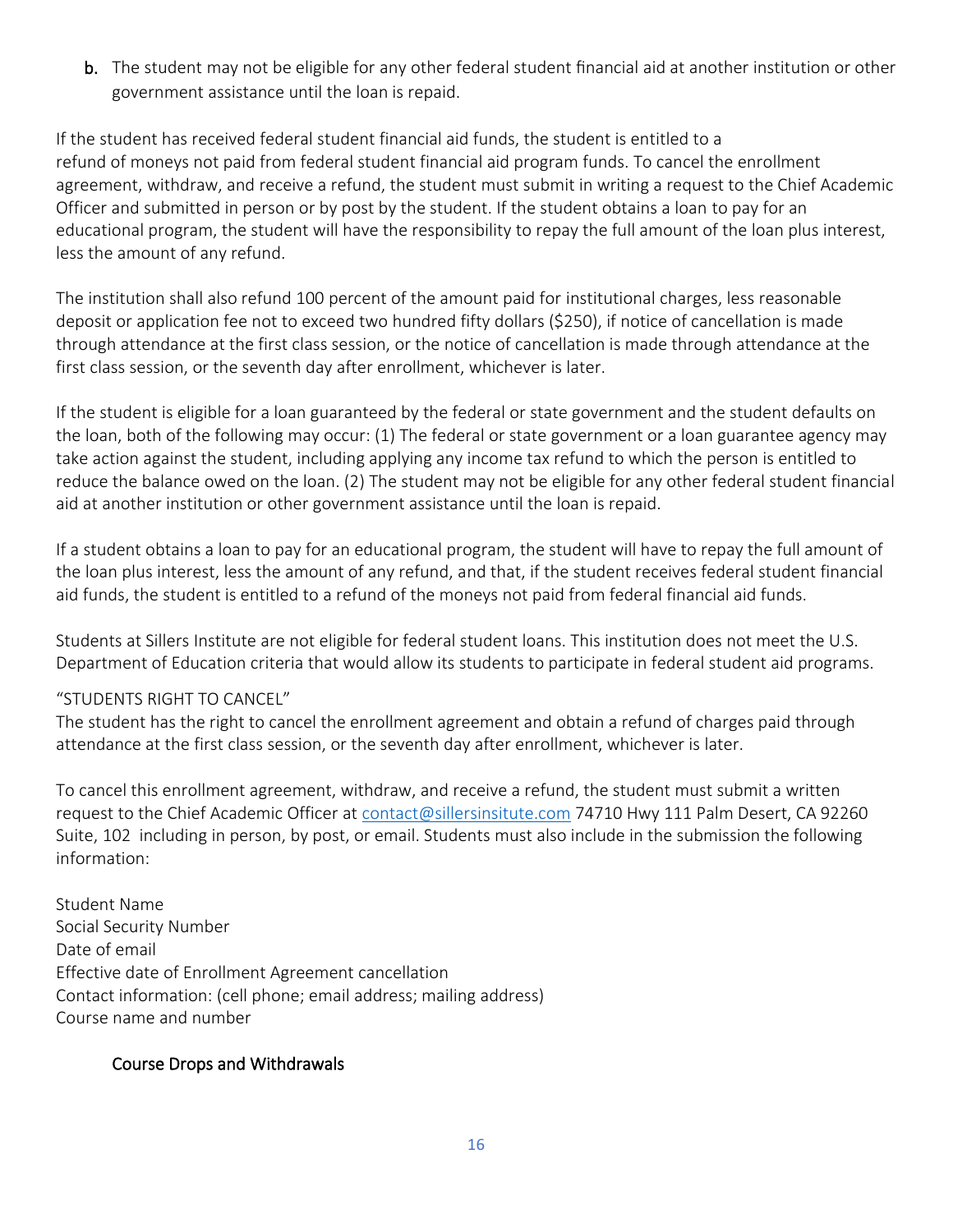b. The student may not be eligible for any other federal student financial aid at another institution or other government assistance until the loan is repaid.

If the student has received federal student financial aid funds, the student is entitled to a refund of moneys not paid from federal student financial aid program funds. To cancel the enrollment agreement, withdraw, and receive a refund, the student must submit in writing a request to the Chief Academic Officer and submitted in person or by post by the student. If the student obtains a loan to pay for an educational program, the student will have the responsibility to repay the full amount of the loan plus interest, less the amount of any refund.

The institution shall also refund 100 percent of the amount paid for institutional charges, less reasonable deposit or application fee not to exceed two hundred fifty dollars ($250), if notice of cancellation is made through attendance at the first class session, or the notice of cancellation is made through attendance at the first class session, or the seventh day after enrollment, whichever is later.

If the student is eligible for a loan guaranteed by the federal or state government and the student defaults on the loan, both of the following may occur: (1) The federal or state government or a loan guarantee agency may take action against the student, including applying any income tax refund to which the person is entitled to reduce the balance owed on the loan. (2) The student may not be eligible for any other federal student financial aid at another institution or other government assistance until the loan is repaid.

If a student obtains a loan to pay for an educational program, the student will have to repay the full amount of the loan plus interest, less the amount of any refund, and that, if the student receives federal student financial aid funds, the student is entitled to a refund of the moneys not paid from federal financial aid funds.

Students at Sillers Institute are not eligible for federal student loans. This institution does not meet the U.S. Department of Education criteria that would allow its students to participate in federal student aid programs.

"STUDENTS RIGHT TO CANCEL"
The student has the right to cancel the enrollment agreement and obtain a refund of charges paid through attendance at the first class session, or the seventh day after enrollment, whichever is later.

To cancel this enrollment agreement, withdraw, and receive a refund, the student must submit a written request to the Chief Academic Officer at contact@sillersinsitute.com 74710 Hwy 111 Palm Desert, CA 92260 Suite, 102 including in person, by post, or email. Students must also include in the submission the following information:

Student Name
Social Security Number
Date of email
Effective date of Enrollment Agreement cancellation
Contact information: (cell phone; email address; mailing address)
Course name and number

## Course Drops and Withdrawals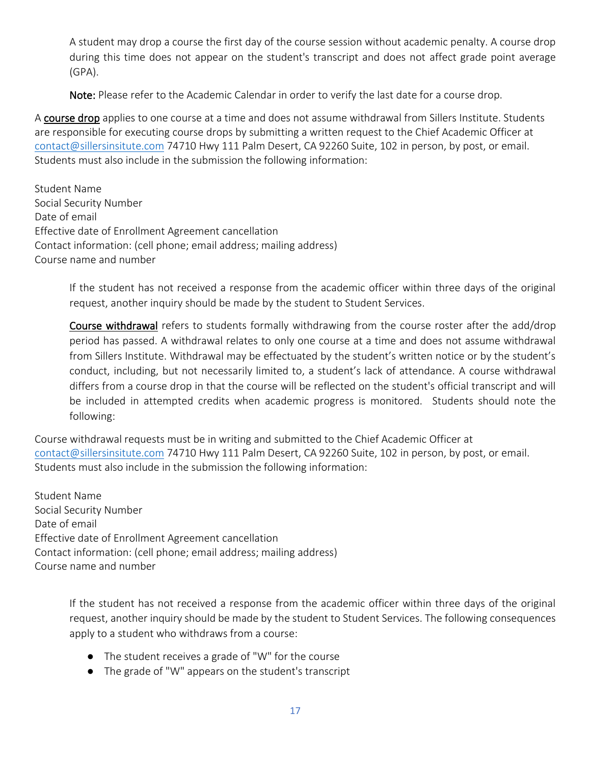A student may drop a course the first day of the course session without academic penalty. A course drop during this time does not appear on the student's transcript and does not affect grade point average (GPA).

**Note:** Please refer to the Academic Calendar in order to verify the last date for a course drop.

A course drop applies to one course at a time and does not assume withdrawal from Sillers Institute. Students are responsible for executing course drops by submitting a written request to the Chief Academic Officer at contact@sillersinsitute.com 74710 Hwy 111 Palm Desert, CA 92260 Suite, 102 in person, by post, or email. Students must also include in the submission the following information:

Student Name
Social Security Number
Date of email
Effective date of Enrollment Agreement cancellation
Contact information: (cell phone; email address; mailing address)
Course name and number

If the student has not received a response from the academic officer within three days of the original request, another inquiry should be made by the student to Student Services.

Course withdrawal refers to students formally withdrawing from the course roster after the add/drop period has passed. A withdrawal relates to only one course at a time and does not assume withdrawal from Sillers Institute. Withdrawal may be effectuated by the student's written notice or by the student's conduct, including, but not necessarily limited to, a student's lack of attendance. A course withdrawal differs from a course drop in that the course will be reflected on the student's official transcript and will be included in attempted credits when academic progress is monitored. Students should note the following:

Course withdrawal requests must be in writing and submitted to the Chief Academic Officer at contact@sillersinsitute.com 74710 Hwy 111 Palm Desert, CA 92260 Suite, 102 in person, by post, or email. Students must also include in the submission the following information:

Student Name
Social Security Number
Date of email
Effective date of Enrollment Agreement cancellation
Contact information: (cell phone; email address; mailing address)
Course name and number

If the student has not received a response from the academic officer within three days of the original request, another inquiry should be made by the student to Student Services. The following consequences apply to a student who withdraws from a course:

- The student receives a grade of "W" for the course
- The grade of "W" appears on the student's transcript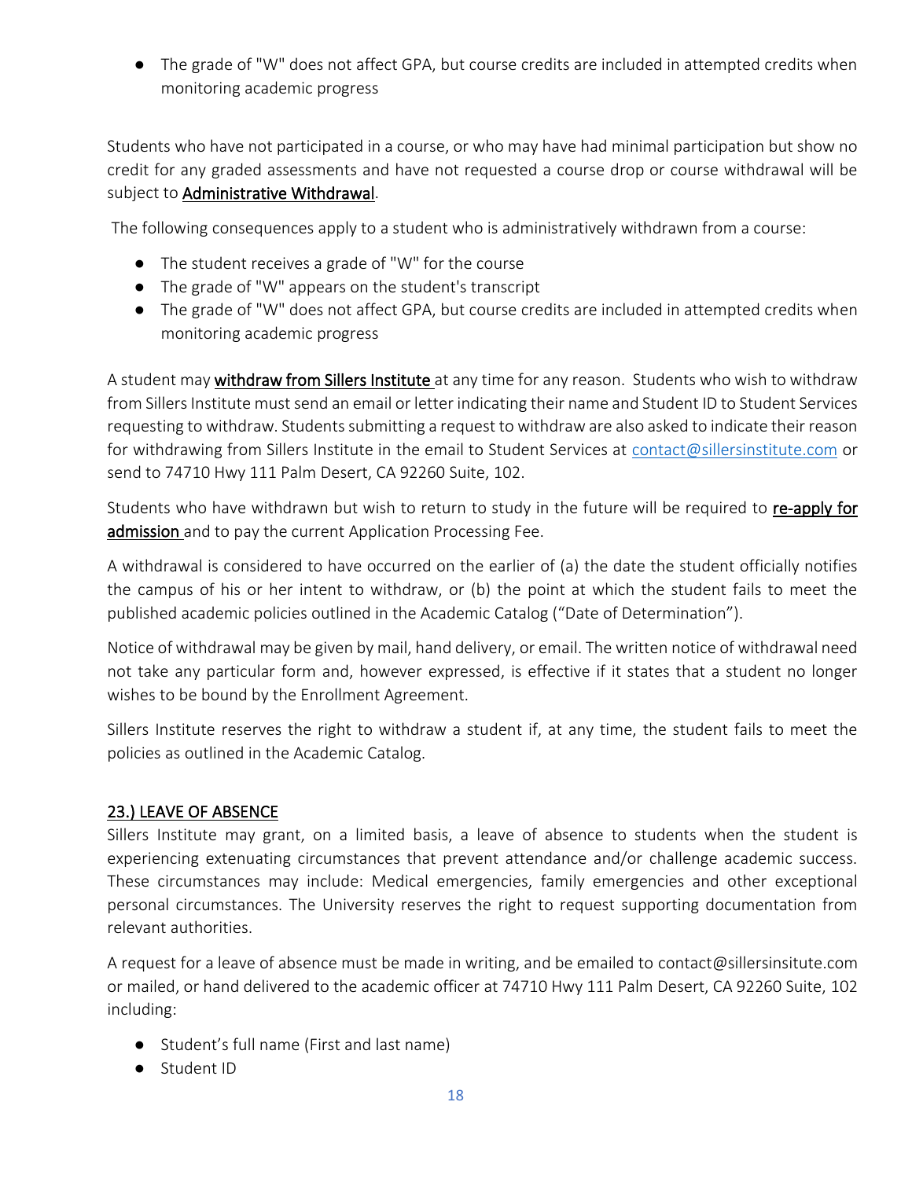- The grade of "W" does not affect GPA, but course credits are included in attempted credits when monitoring academic progress

Students who have not participated in a course, or who may have had minimal participation but show no credit for any graded assessments and have not requested a course drop or course withdrawal will be subject to **Administrative Withdrawal**.

The following consequences apply to a student who is administratively withdrawn from a course:

- The student receives a grade of "W" for the course
- The grade of "W" appears on the student's transcript
- The grade of "W" does not affect GPA, but course credits are included in attempted credits when monitoring academic progress

A student may **withdraw from Sillers Institute** at any time for any reason. Students who wish to withdraw from Sillers Institute must send an email or letter indicating their name and Student ID to Student Services requesting to withdraw. Students submitting a request to withdraw are also asked to indicate their reason for withdrawing from Sillers Institute in the email to Student Services at contact@sillersinstitute.com or send to 74710 Hwy 111 Palm Desert, CA 92260 Suite, 102.

Students who have withdrawn but wish to return to study in the future will be required to **re-apply for admission** and to pay the current Application Processing Fee.

A withdrawal is considered to have occurred on the earlier of (a) the date the student officially notifies the campus of his or her intent to withdraw, or (b) the point at which the student fails to meet the published academic policies outlined in the Academic Catalog ("Date of Determination").

Notice of withdrawal may be given by mail, hand delivery, or email. The written notice of withdrawal need not take any particular form and, however expressed, is effective if it states that a student no longer wishes to be bound by the Enrollment Agreement.

Sillers Institute reserves the right to withdraw a student if, at any time, the student fails to meet the policies as outlined in the Academic Catalog.

## 23.) LEAVE OF ABSENCE

Sillers Institute may grant, on a limited basis, a leave of absence to students when the student is experiencing extenuating circumstances that prevent attendance and/or challenge academic success. These circumstances may include: Medical emergencies, family emergencies and other exceptional personal circumstances. The University reserves the right to request supporting documentation from relevant authorities.

A request for a leave of absence must be made in writing, and be emailed to contact@sillersinsitute.com or mailed, or hand delivered to the academic officer at 74710 Hwy 111 Palm Desert, CA 92260 Suite, 102 including:

- Student's full name (First and last name)
- Student ID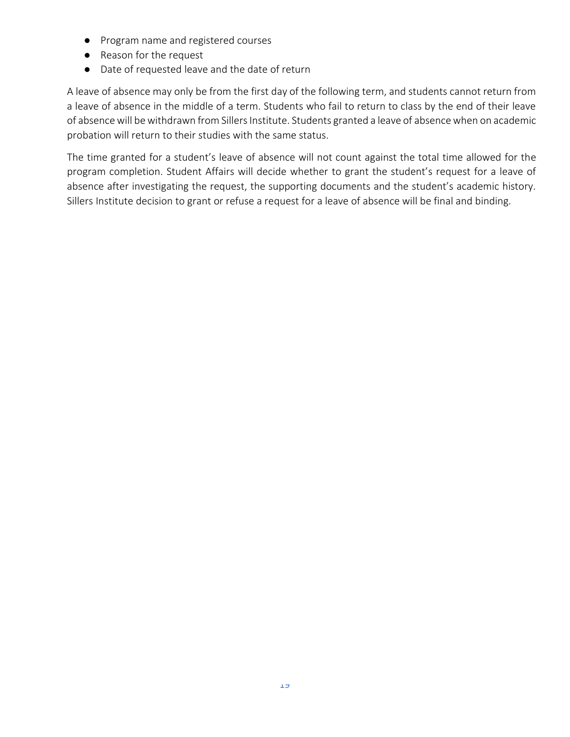- Program name and registered courses
- Reason for the request
- Date of requested leave and the date of return

A leave of absence may only be from the first day of the following term, and students cannot return from a leave of absence in the middle of a term. Students who fail to return to class by the end of their leave of absence will be withdrawn from Sillers Institute. Students granted a leave of absence when on academic probation will return to their studies with the same status.

The time granted for a student's leave of absence will not count against the total time allowed for the program completion. Student Affairs will decide whether to grant the student's request for a leave of absence after investigating the request, the supporting documents and the student's academic history. Sillers Institute decision to grant or refuse a request for a leave of absence will be final and binding.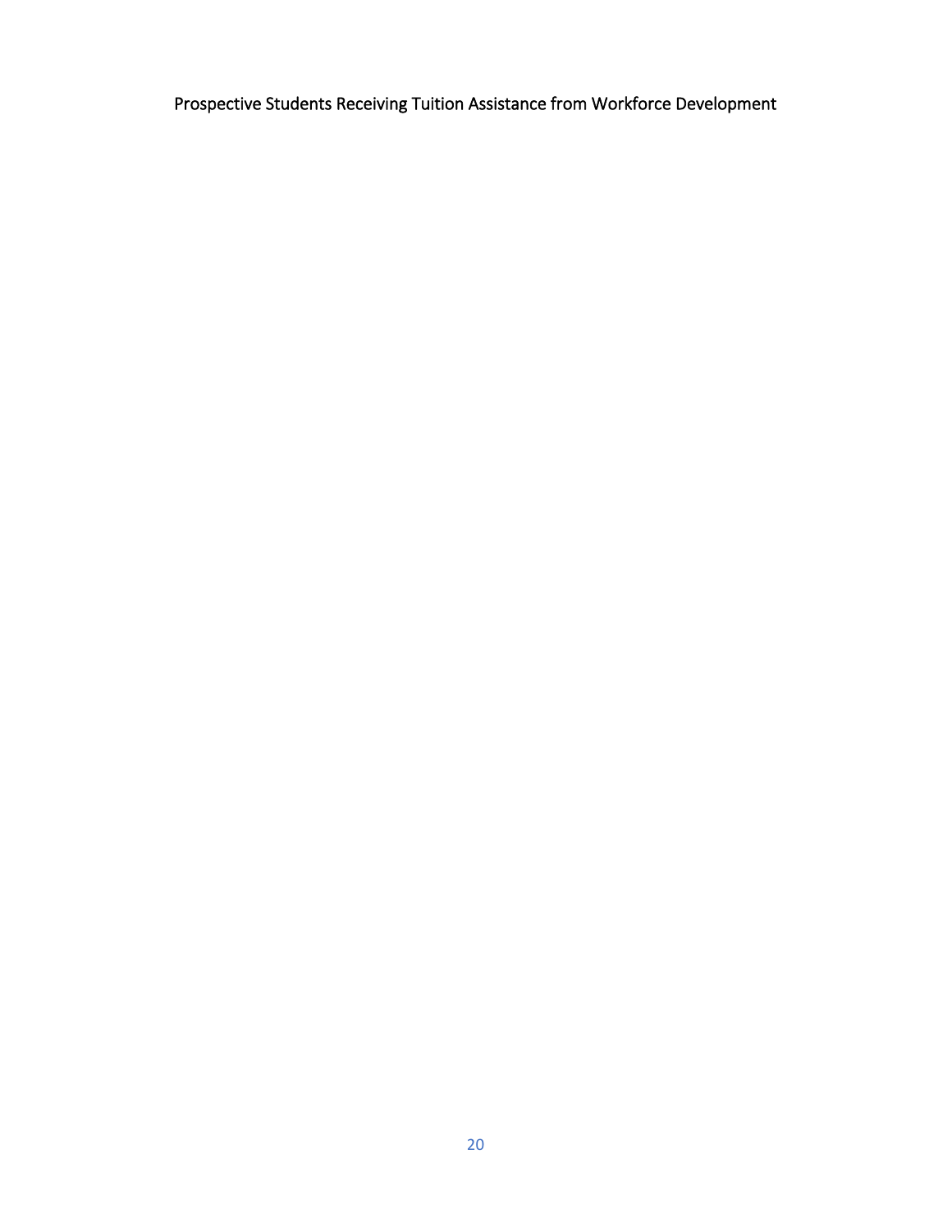Prospective Students Receiving Tuition Assistance from Workforce Development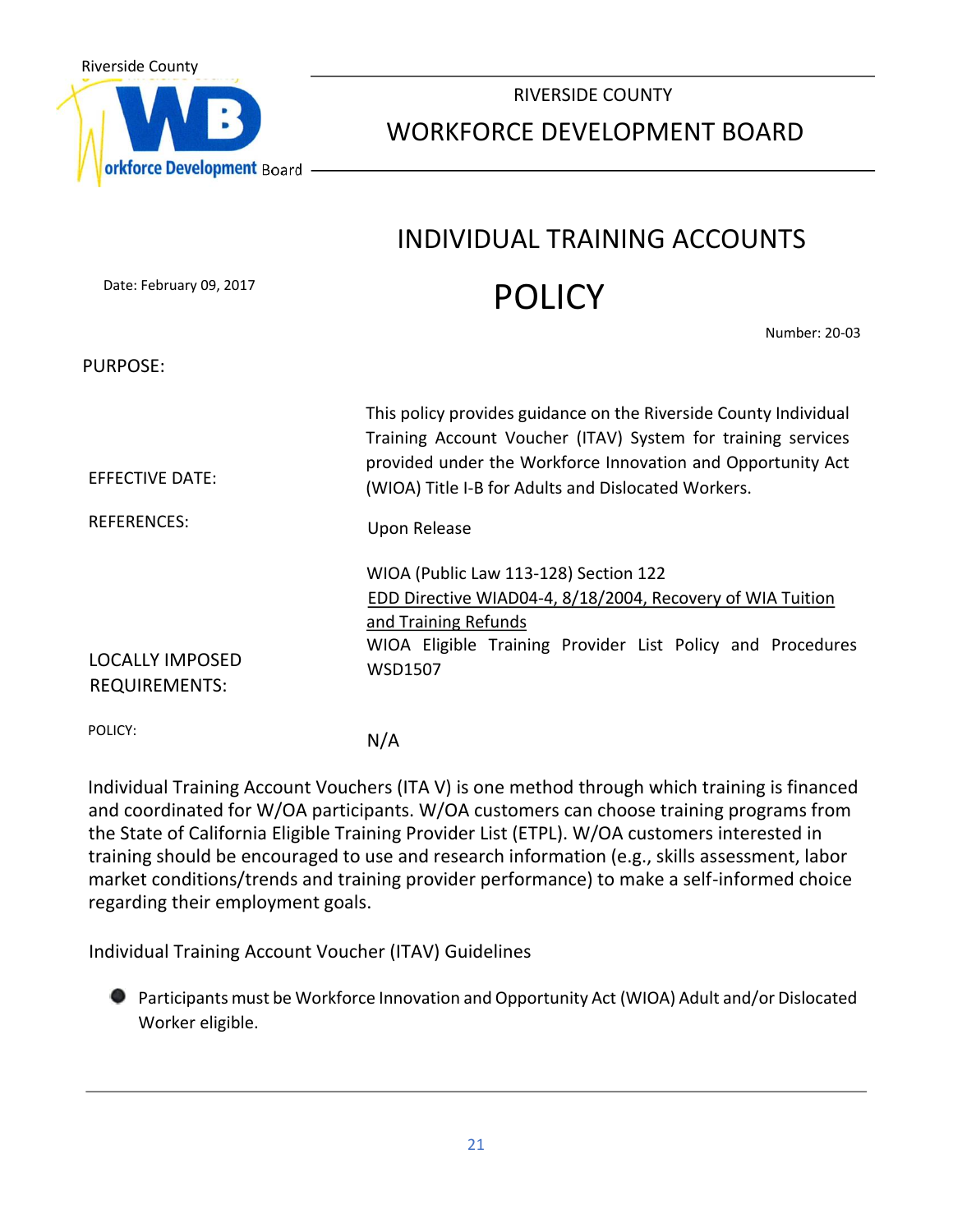Riverside County

RIVERSIDE COUNTY

WORKFORCE DEVELOPMENT BOARD

# INDIVIDUAL TRAINING ACCOUNTS

# POLICY

Date: February 09, 2017

Number: 20-03

**PURPOSE:**

This policy provides guidance on the Riverside County Individual Training Account Voucher (ITAV) System for training services provided under the Workforce Innovation and Opportunity Act (WIOA) Title I-B for Adults and Dislocated Workers.

**EFFECTIVE DATE:**

Upon Release

**REFERENCES:**

WIOA (Public Law 113-128) Section 122
EDD Directive WIAD04-4, 8/18/2004, Recovery of WIA Tuition and Training Refunds
WIOA Eligible Training Provider List Policy and Procedures WSD1507

**LOCALLY IMPOSED REQUIREMENTS:**

N/A

**POLICY:**

Individual Training Account Vouchers (ITA V) is one method through which training is financed and coordinated for W/OA participants. W/OA customers can choose training programs from the State of California Eligible Training Provider List (ETPL). W/OA customers interested in training should be encouraged to use and research information (e.g., skills assessment, labor market conditions/trends and training provider performance) to make a self-informed choice regarding their employment goals.

Individual Training Account Voucher (ITAV) Guidelines

- Participants must be Workforce Innovation and Opportunity Act (WIOA) Adult and/or Dislocated Worker eligible.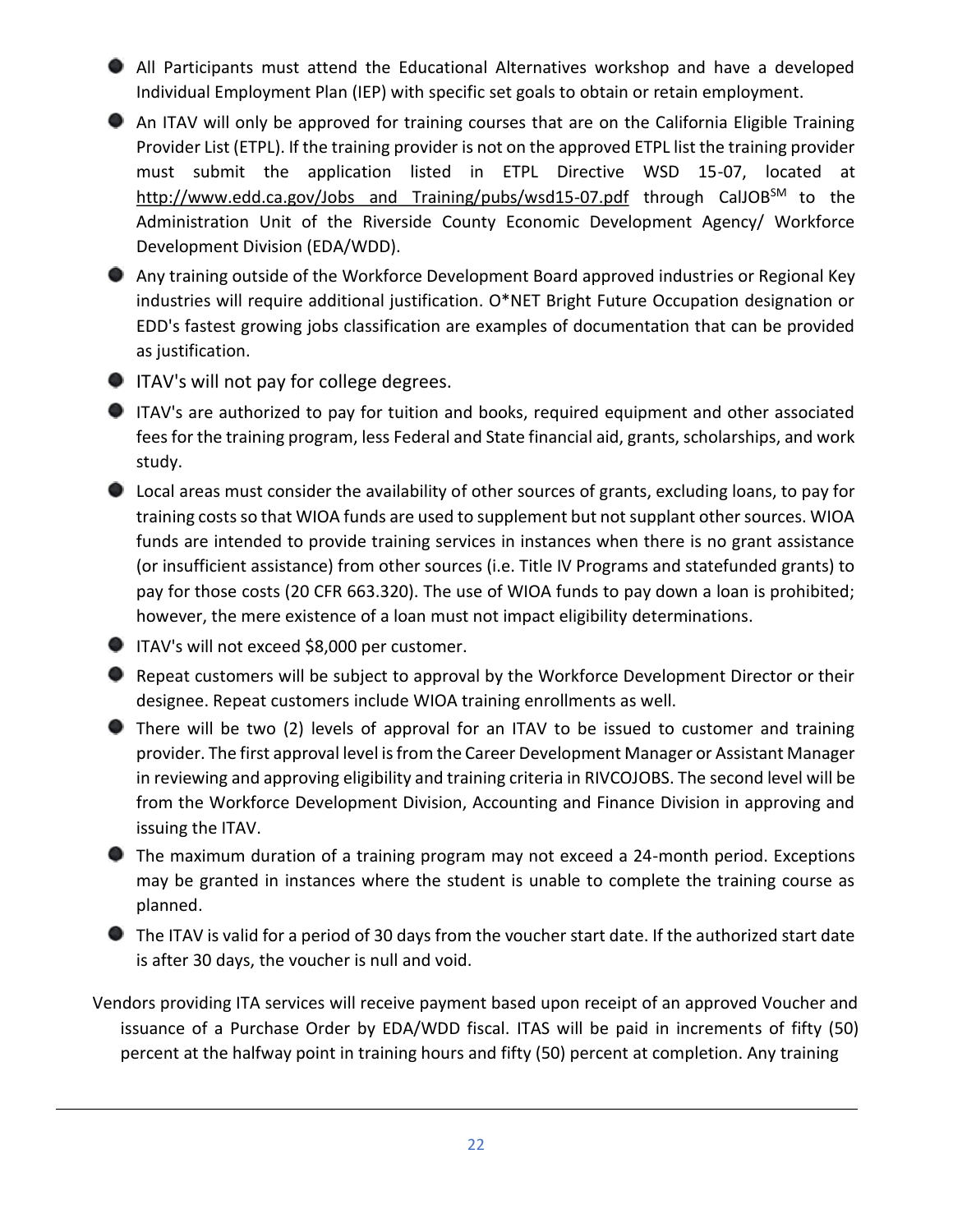- All Participants must attend the Educational Alternatives workshop and have a developed Individual Employment Plan (IEP) with specific set goals to obtain or retain employment.
- An ITAV will only be approved for training courses that are on the California Eligible Training Provider List (ETPL). If the training provider is not on the approved ETPL list the training provider must submit the application listed in ETPL Directive WSD 15-07, located at http://www.edd.ca.gov/Jobs_and_Training/pubs/wsd15-07.pdf through CalJOB[SM] to the Administration Unit of the Riverside County Economic Development Agency/ Workforce Development Division (EDA/WDD).
- Any training outside of the Workforce Development Board approved industries or Regional Key industries will require additional justification. O*NET Bright Future Occupation designation or EDD's fastest growing jobs classification are examples of documentation that can be provided as justification.
- ITAV's will not pay for college degrees.
- ITAV's are authorized to pay for tuition and books, required equipment and other associated fees for the training program, less Federal and State financial aid, grants, scholarships, and work study.
- Local areas must consider the availability of other sources of grants, excluding loans, to pay for training costs so that WIOA funds are used to supplement but not supplant other sources. WIOA funds are intended to provide training services in instances when there is no grant assistance (or insufficient assistance) from other sources (i.e. Title IV Programs and statefunded grants) to pay for those costs (20 CFR 663.320). The use of WIOA funds to pay down a loan is prohibited; however, the mere existence of a loan must not impact eligibility determinations.
- ITAV's will not exceed $8,000 per customer.
- Repeat customers will be subject to approval by the Workforce Development Director or their designee. Repeat customers include WIOA training enrollments as well.
- There will be two (2) levels of approval for an ITAV to be issued to customer and training provider. The first approval level is from the Career Development Manager or Assistant Manager in reviewing and approving eligibility and training criteria in RIVCOJOBS. The second level will be from the Workforce Development Division, Accounting and Finance Division in approving and issuing the ITAV.
- The maximum duration of a training program may not exceed a 24-month period. Exceptions may be granted in instances where the student is unable to complete the training course as planned.
- The ITAV is valid for a period of 30 days from the voucher start date. If the authorized start date is after 30 days, the voucher is null and void.

Vendors providing ITA services will receive payment based upon receipt of an approved Voucher and issuance of a Purchase Order by EDA/WDD fiscal. ITAS will be paid in increments of fifty (50) percent at the halfway point in training hours and fifty (50) percent at completion. Any training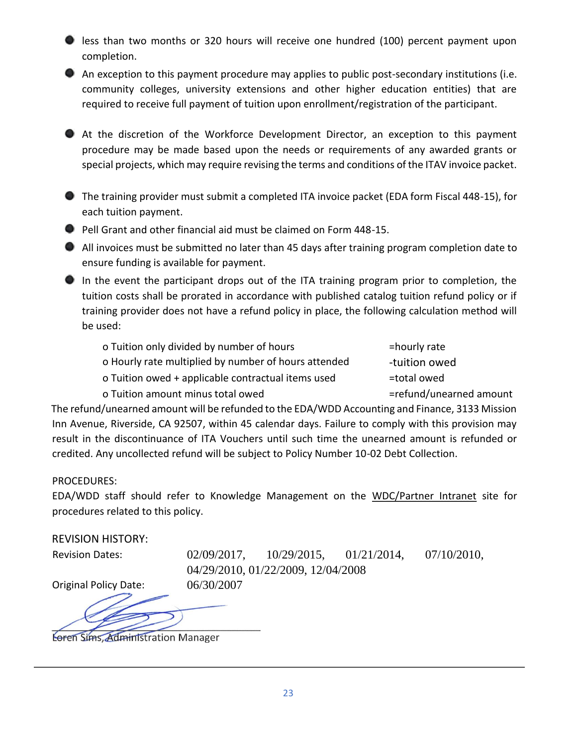- less than two months or 320 hours will receive one hundred (100) percent payment upon completion.
- An exception to this payment procedure may applies to public post-secondary institutions (i.e. community colleges, university extensions and other higher education entities) that are required to receive full payment of tuition upon enrollment/registration of the participant.
- At the discretion of the Workforce Development Director, an exception to this payment procedure may be made based upon the needs or requirements of any awarded grants or special projects, which may require revising the terms and conditions of the ITAV invoice packet.
- The training provider must submit a completed ITA invoice packet (EDA form Fiscal 448-15), for each tuition payment.
- Pell Grant and other financial aid must be claimed on Form 448-15.
- All invoices must be submitted no later than 45 days after training program completion date to ensure funding is available for payment.
- In the event the participant drops out of the ITA training program prior to completion, the tuition costs shall be prorated in accordance with published catalog tuition refund policy or if training provider does not have a refund policy in place, the following calculation method will be used:

| | |
|---|---|
| o Tuition only divided by number of hours | =hourly rate |
| o Hourly rate multiplied by number of hours attended | -tuition owed |
| o Tuition owed + applicable contractual items used | =total owed |
| o Tuition amount minus total owed | =refund/unearned amount |

The refund/unearned amount will be refunded to the EDA/WDD Accounting and Finance, 3133 Mission Inn Avenue, Riverside, CA 92507, within 45 calendar days. Failure to comply with this provision may result in the discontinuance of ITA Vouchers until such time the unearned amount is refunded or credited. Any uncollected refund will be subject to Policy Number 10-02 Debt Collection.

PROCEDURES:
EDA/WDD staff should refer to Knowledge Management on the WDC/Partner Intranet site for procedures related to this policy.

REVISION HISTORY:

Revision Dates: 02/09/2017, 10/29/2015, 01/21/2014, 07/10/2010, 04/29/2010, 01/22/2009, 12/04/2008

Original Policy Date: 06/30/2007

Loren Sims, Administration Manager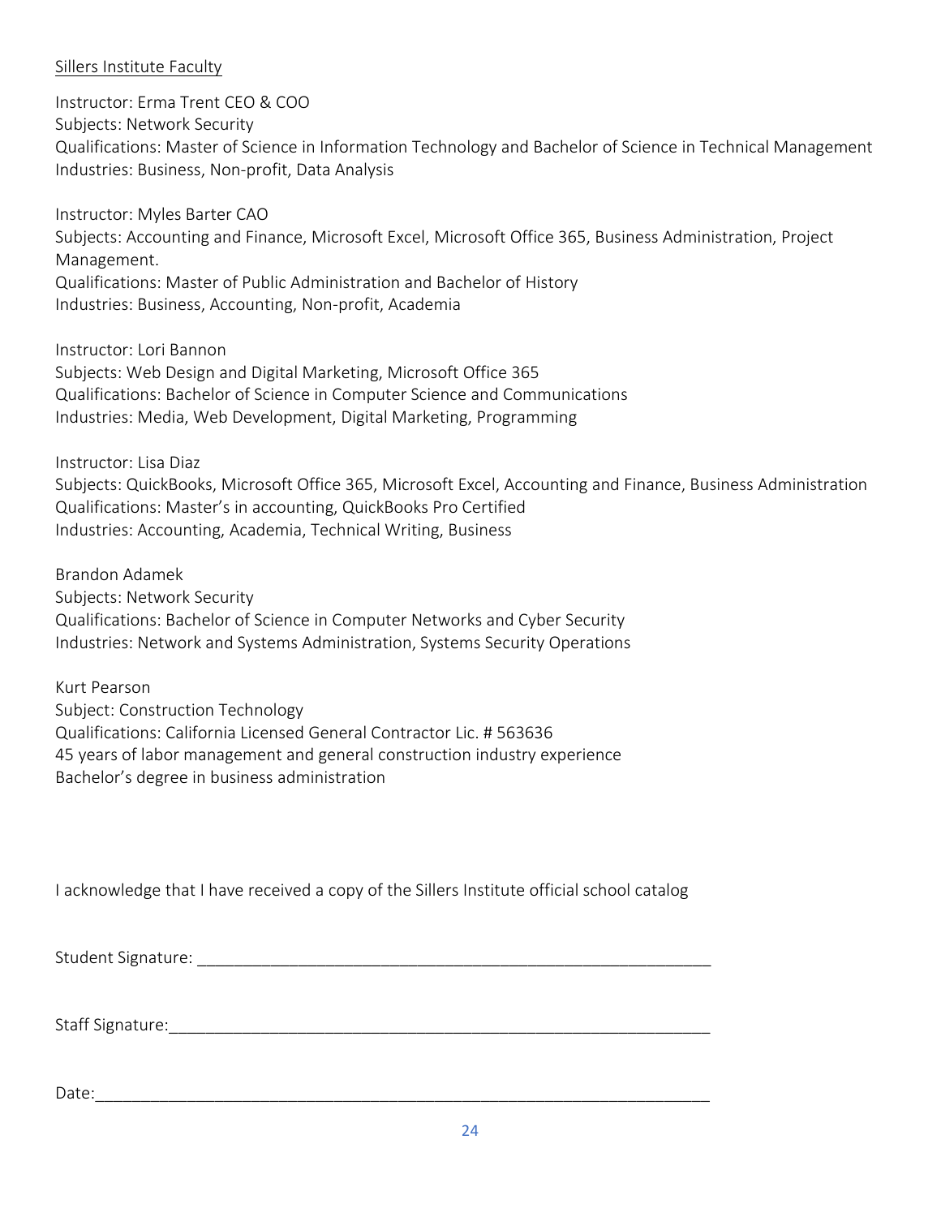Sillers Institute Faculty

Instructor: Erma Trent CEO & COO
Subjects: Network Security
Qualifications: Master of Science in Information Technology and Bachelor of Science in Technical Management
Industries: Business, Non-profit, Data Analysis

Instructor: Myles Barter CAO
Subjects: Accounting and Finance, Microsoft Excel, Microsoft Office 365, Business Administration, Project Management.
Qualifications: Master of Public Administration and Bachelor of History
Industries: Business, Accounting, Non-profit, Academia

Instructor: Lori Bannon
Subjects: Web Design and Digital Marketing, Microsoft Office 365
Qualifications: Bachelor of Science in Computer Science and Communications
Industries: Media, Web Development, Digital Marketing, Programming

Instructor: Lisa Diaz
Subjects: QuickBooks, Microsoft Office 365, Microsoft Excel, Accounting and Finance, Business Administration
Qualifications: Master's in accounting, QuickBooks Pro Certified
Industries: Accounting, Academia, Technical Writing, Business

Brandon Adamek
Subjects: Network Security
Qualifications: Bachelor of Science in Computer Networks and Cyber Security
Industries: Network and Systems Administration, Systems Security Operations

Kurt Pearson
Subject: Construction Technology
Qualifications: California Licensed General Contractor Lic. # 563636
45 years of labor management and general construction industry experience
Bachelor's degree in business administration

I acknowledge that I have received a copy of the Sillers Institute official school catalog

Student Signature: ___________________________________________________________

Staff Signature: ___________________________________________________________

Date: ___________________________________________________________